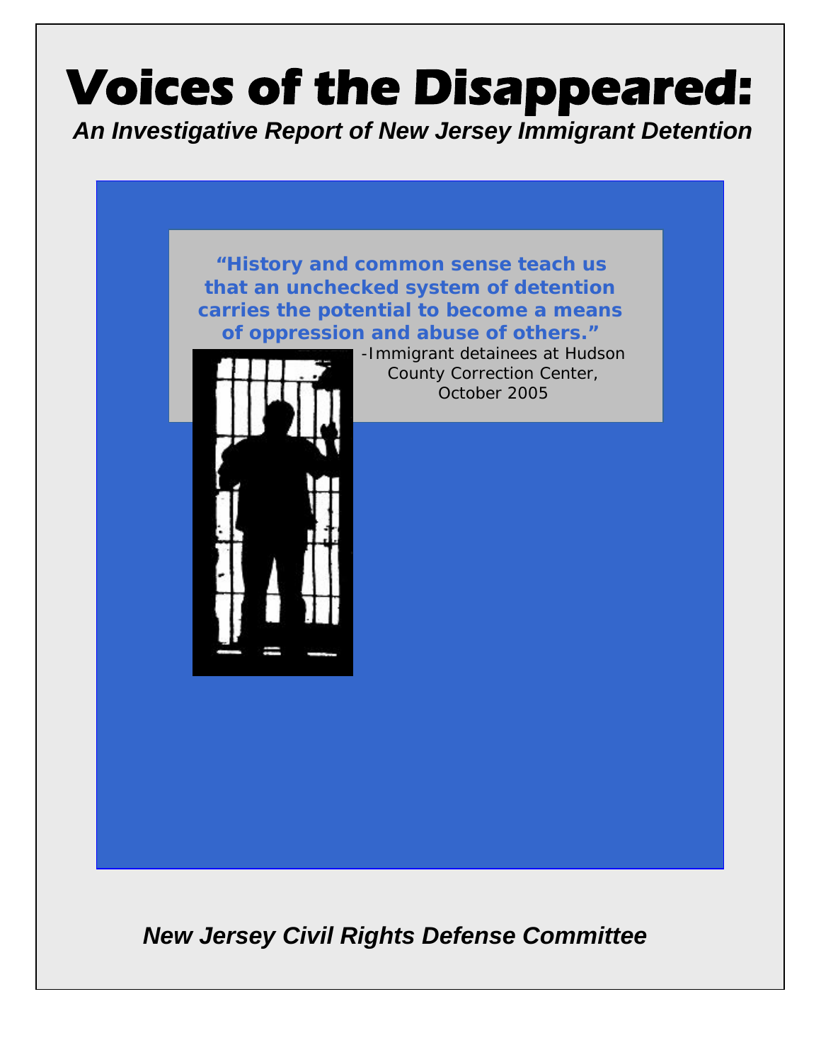# Voices of the Disappeared:

***An Investigative Report of New Jersey Immigrant Detention***

> **"History and common sense teach us that an unchecked system of detention carries the potential to become a means of oppression and abuse of others."**
>
> -Immigrant detainees at Hudson County Correction Center, October 2005

***New Jersey Civil Rights Defense Committee***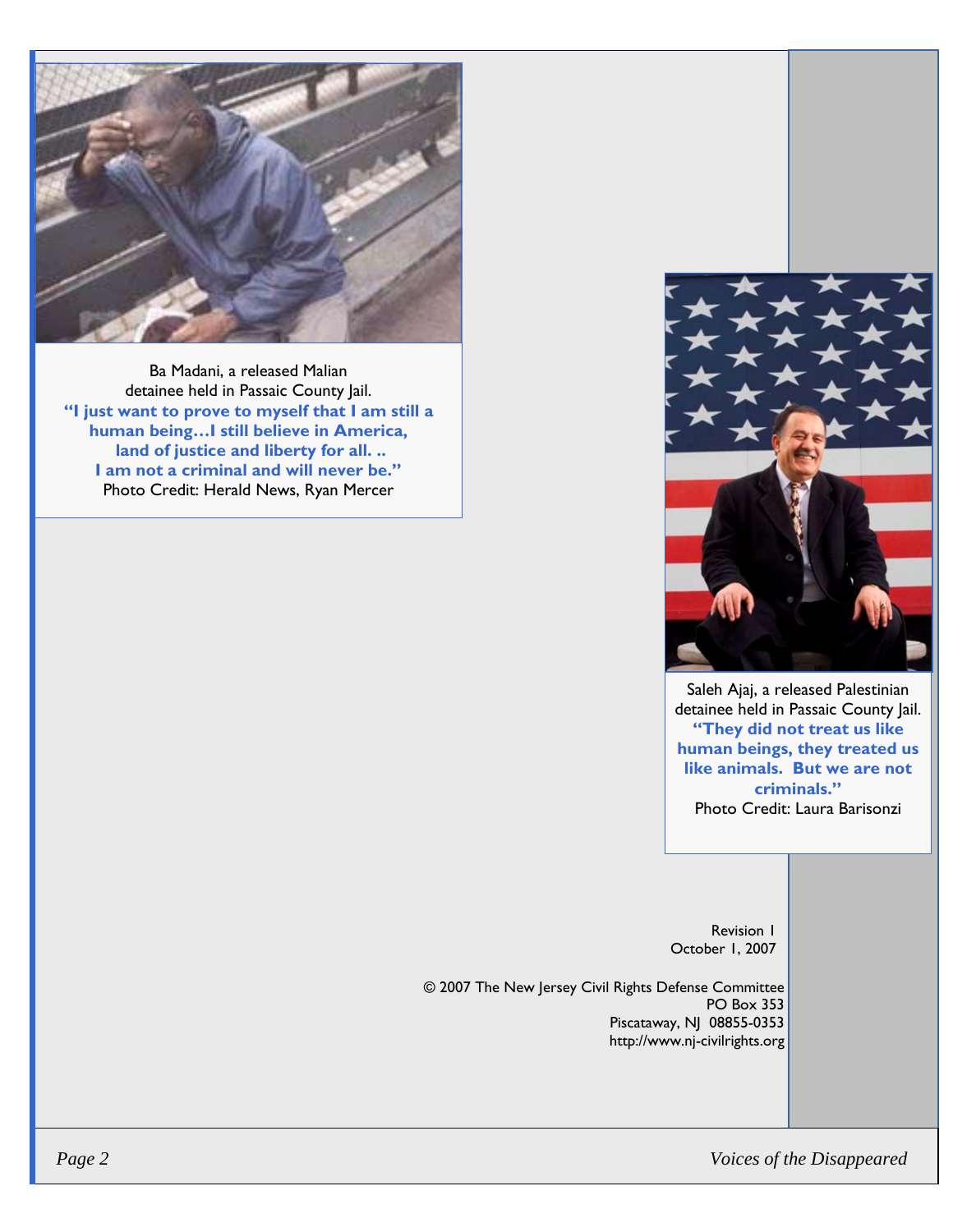Ba Madani, a released Malian detainee held in Passaic County Jail.
**"I just want to prove to myself that I am still a human being…I still believe in America, land of justice and liberty for all. .. I am not a criminal and will never be."**
Photo Credit: Herald News, Ryan Mercer

Saleh Ajaj, a released Palestinian detainee held in Passaic County Jail.
**"They did not treat us like human beings, they treated us like animals. But we are not criminals."**
Photo Credit: Laura Barisonzi

Revision 1
October 1, 2007

© 2007 The New Jersey Civil Rights Defense Committee
PO Box 353
Piscataway, NJ 08855-0353
http://www.nj-civilrights.org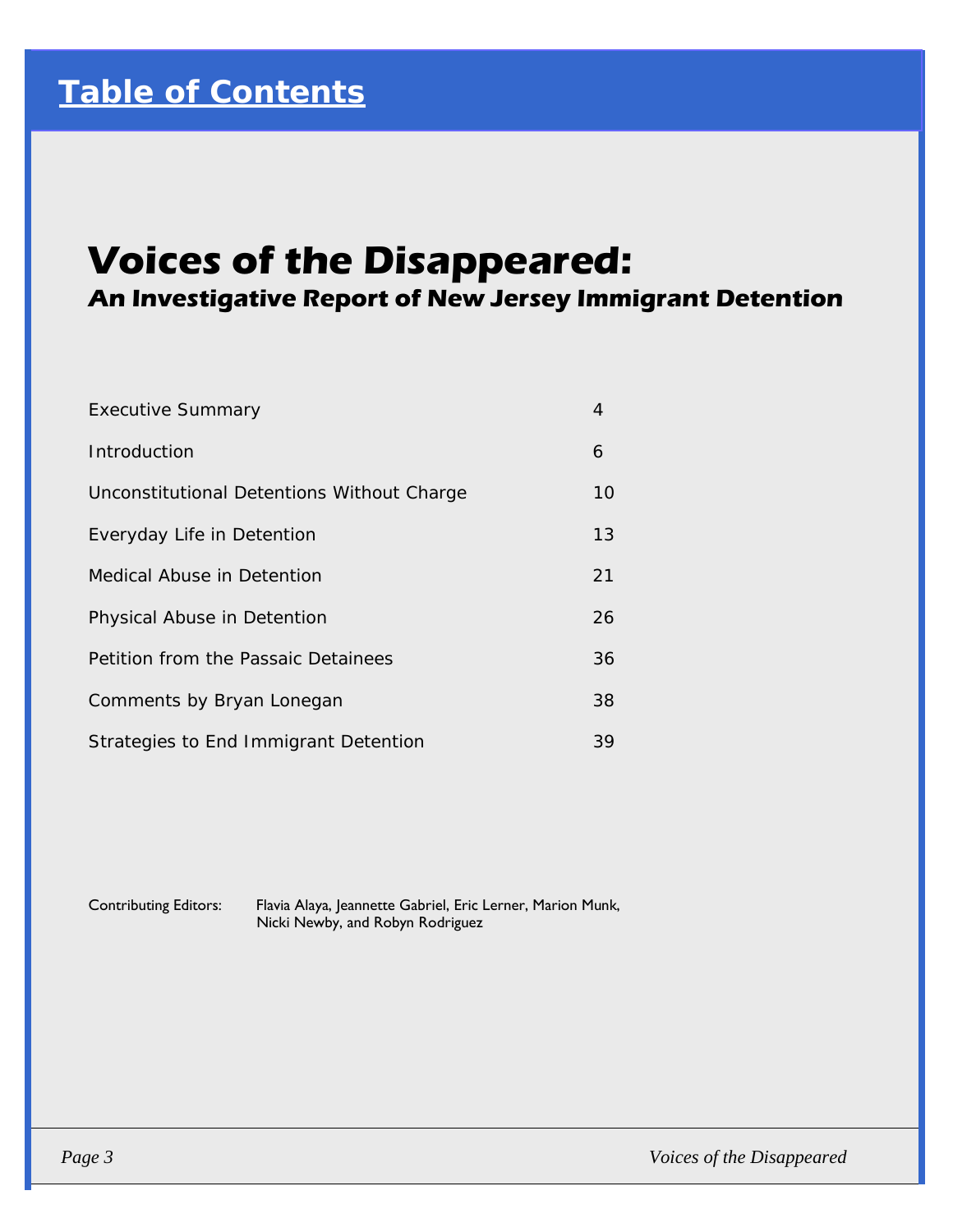# Table of Contents

## Voices of the Disappeared:

### An Investigative Report of New Jersey Immigrant Detention

| | |
|---|---|
| Executive Summary | 4 |
| Introduction | 6 |
| Unconstitutional Detentions Without Charge | 10 |
| Everyday Life in Detention | 13 |
| Medical Abuse in Detention | 21 |
| Physical Abuse in Detention | 26 |
| Petition from the Passaic Detainees | 36 |
| Comments by Bryan Lonegan | 38 |
| Strategies to End Immigrant Detention | 39 |

Contributing Editors: Flavia Alaya, Jeannette Gabriel, Eric Lerner, Marion Munk, Nicki Newby, and Robyn Rodriguez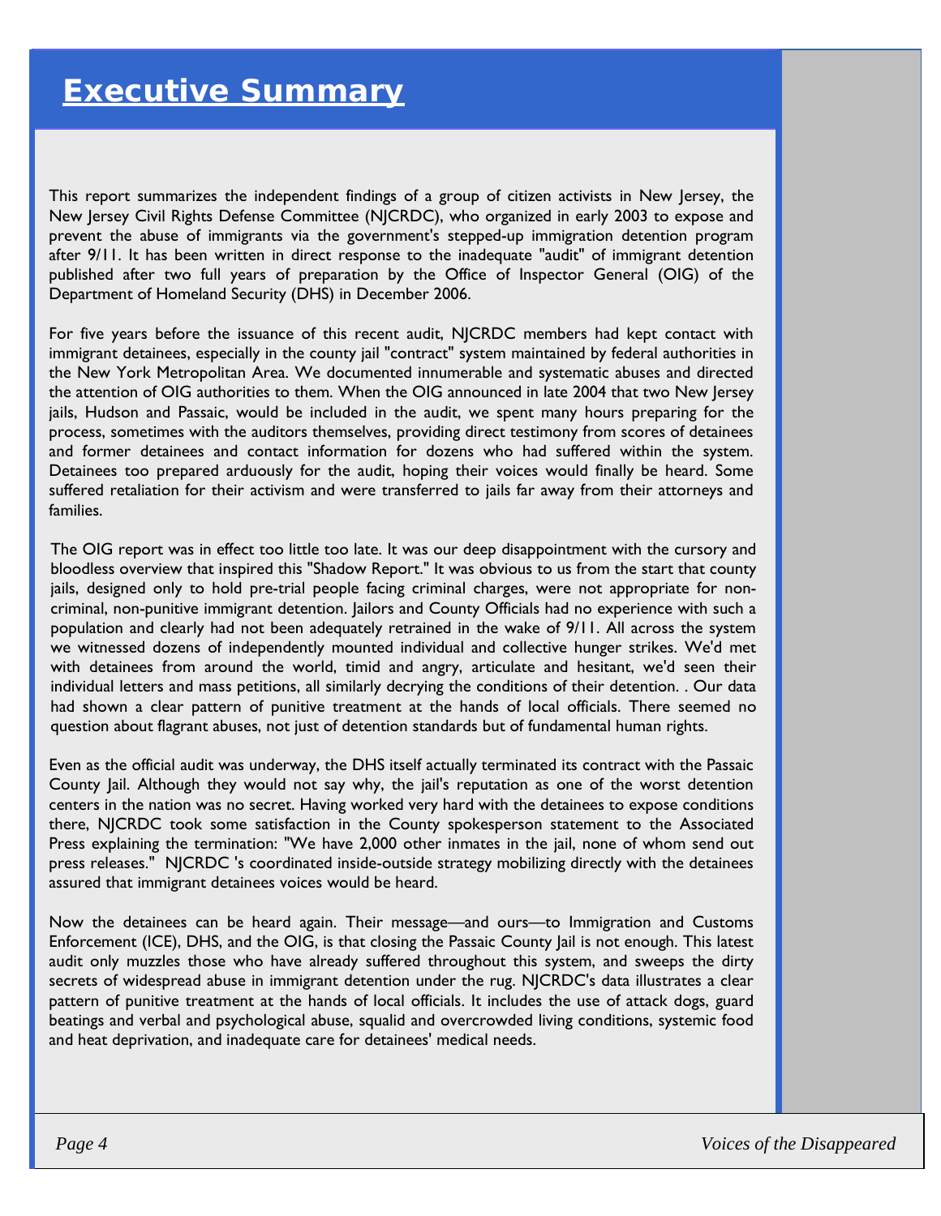# Executive Summary

This report summarizes the independent findings of a group of citizen activists in New Jersey, the New Jersey Civil Rights Defense Committee (NJCRDC), who organized in early 2003 to expose and prevent the abuse of immigrants via the government's stepped-up immigration detention program after 9/11. It has been written in direct response to the inadequate "audit" of immigrant detention published after two full years of preparation by the Office of Inspector General (OIG) of the Department of Homeland Security (DHS) in December 2006.

For five years before the issuance of this recent audit, NJCRDC members had kept contact with immigrant detainees, especially in the county jail "contract" system maintained by federal authorities in the New York Metropolitan Area. We documented innumerable and systematic abuses and directed the attention of OIG authorities to them. When the OIG announced in late 2004 that two New Jersey jails, Hudson and Passaic, would be included in the audit, we spent many hours preparing for the process, sometimes with the auditors themselves, providing direct testimony from scores of detainees and former detainees and contact information for dozens who had suffered within the system. Detainees too prepared arduously for the audit, hoping their voices would finally be heard. Some suffered retaliation for their activism and were transferred to jails far away from their attorneys and families.

The OIG report was in effect too little too late. It was our deep disappointment with the cursory and bloodless overview that inspired this "Shadow Report." It was obvious to us from the start that county jails, designed only to hold pre-trial people facing criminal charges, were not appropriate for non-criminal, non-punitive immigrant detention. Jailors and County Officials had no experience with such a population and clearly had not been adequately retrained in the wake of 9/11. All across the system we witnessed dozens of independently mounted individual and collective hunger strikes. We'd met with detainees from around the world, timid and angry, articulate and hesitant, we'd seen their individual letters and mass petitions, all similarly decrying the conditions of their detention. . Our data had shown a clear pattern of punitive treatment at the hands of local officials. There seemed no question about flagrant abuses, not just of detention standards but of fundamental human rights.

Even as the official audit was underway, the DHS itself actually terminated its contract with the Passaic County Jail. Although they would not say why, the jail's reputation as one of the worst detention centers in the nation was no secret. Having worked very hard with the detainees to expose conditions there, NJCRDC took some satisfaction in the County spokesperson statement to the Associated Press explaining the termination: "We have 2,000 other inmates in the jail, none of whom send out press releases." NJCRDC 's coordinated inside-outside strategy mobilizing directly with the detainees assured that immigrant detainees voices would be heard.

Now the detainees can be heard again. Their message—and ours—to Immigration and Customs Enforcement (ICE), DHS, and the OIG, is that closing the Passaic County Jail is not enough. This latest audit only muzzles those who have already suffered throughout this system, and sweeps the dirty secrets of widespread abuse in immigrant detention under the rug. NJCRDC's data illustrates a clear pattern of punitive treatment at the hands of local officials. It includes the use of attack dogs, guard beatings and verbal and psychological abuse, squalid and overcrowded living conditions, systemic food and heat deprivation, and inadequate care for detainees' medical needs.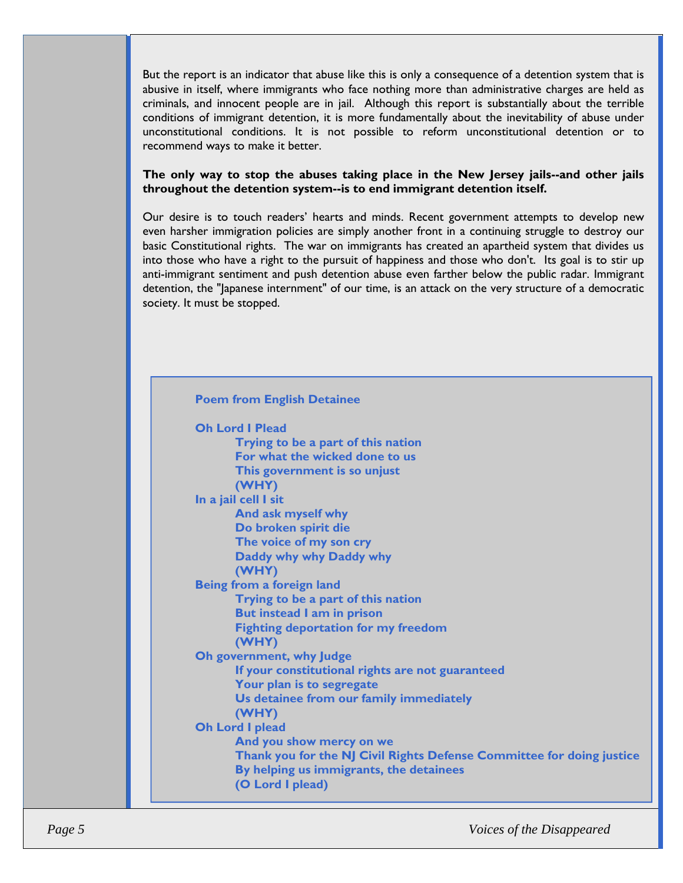But the report is an indicator that abuse like this is only a consequence of a detention system that is abusive in itself, where immigrants who face nothing more than administrative charges are held as criminals, and innocent people are in jail. Although this report is substantially about the terrible conditions of immigrant detention, it is more fundamentally about the inevitability of abuse under unconstitutional conditions. It is not possible to reform unconstitutional detention or to recommend ways to make it better.

**The only way to stop the abuses taking place in the New Jersey jails--and other jails throughout the detention system--is to end immigrant detention itself.**

Our desire is to touch readers' hearts and minds. Recent government attempts to develop new even harsher immigration policies are simply another front in a continuing struggle to destroy our basic Constitutional rights. The war on immigrants has created an apartheid system that divides us into those who have a right to the pursuit of happiness and those who don't. Its goal is to stir up anti-immigrant sentiment and push detention abuse even farther below the public radar. Immigrant detention, the "Japanese internment" of our time, is an attack on the very structure of a democratic society. It must be stopped.

**Poem from English Detainee**

**Oh Lord I Plead**
**Trying to be a part of this nation**
**For what the wicked done to us**
**This government is so unjust**
**(WHY)**
**In a jail cell I sit**
**And ask myself why**
**Do broken spirit die**
**The voice of my son cry**
**Daddy why why Daddy why**
**(WHY)**
**Being from a foreign land**
**Trying to be a part of this nation**
**But instead I am in prison**
**Fighting deportation for my freedom**
**(WHY)**
**Oh government, why Judge**
**If your constitutional rights are not guaranteed**
**Your plan is to segregate**
**Us detainee from our family immediately**
**(WHY)**
**Oh Lord I plead**
**And you show mercy on we**
**Thank you for the NJ Civil Rights Defense Committee for doing justice**
**By helping us immigrants, the detainees**
**(O Lord I plead)**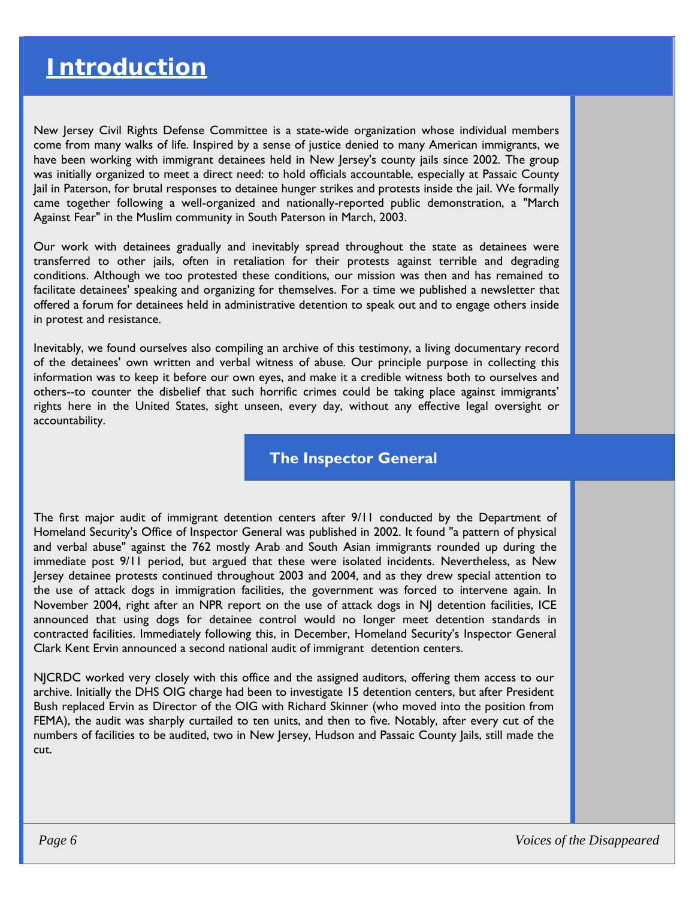# Introduction

New Jersey Civil Rights Defense Committee is a state-wide organization whose individual members come from many walks of life. Inspired by a sense of justice denied to many American immigrants, we have been working with immigrant detainees held in New Jersey's county jails since 2002. The group was initially organized to meet a direct need: to hold officials accountable, especially at Passaic County Jail in Paterson, for brutal responses to detainee hunger strikes and protests inside the jail. We formally came together following a well-organized and nationally-reported public demonstration, a "March Against Fear" in the Muslim community in South Paterson in March, 2003.

Our work with detainees gradually and inevitably spread throughout the state as detainees were transferred to other jails, often in retaliation for their protests against terrible and degrading conditions. Although we too protested these conditions, our mission was then and has remained to facilitate detainees' speaking and organizing for themselves. For a time we published a newsletter that offered a forum for detainees held in administrative detention to speak out and to engage others inside in protest and resistance.

Inevitably, we found ourselves also compiling an archive of this testimony, a living documentary record of the detainees' own written and verbal witness of abuse. Our principle purpose in collecting this information was to keep it before our own eyes, and make it a credible witness both to ourselves and others--to counter the disbelief that such horrific crimes could be taking place against immigrants' rights here in the United States, sight unseen, every day, without any effective legal oversight or accountability.

## The Inspector General

The first major audit of immigrant detention centers after 9/11 conducted by the Department of Homeland Security's Office of Inspector General was published in 2002. It found "a pattern of physical and verbal abuse" against the 762 mostly Arab and South Asian immigrants rounded up during the immediate post 9/11 period, but argued that these were isolated incidents. Nevertheless, as New Jersey detainee protests continued throughout 2003 and 2004, and as they drew special attention to the use of attack dogs in immigration facilities, the government was forced to intervene again. In November 2004, right after an NPR report on the use of attack dogs in NJ detention facilities, ICE announced that using dogs for detainee control would no longer meet detention standards in contracted facilities. Immediately following this, in December, Homeland Security's Inspector General Clark Kent Ervin announced a second national audit of immigrant detention centers.

NJCRDC worked very closely with this office and the assigned auditors, offering them access to our archive. Initially the DHS OIG charge had been to investigate 15 detention centers, but after President Bush replaced Ervin as Director of the OIG with Richard Skinner (who moved into the position from FEMA), the audit was sharply curtailed to ten units, and then to five. Notably, after every cut of the numbers of facilities to be audited, two in New Jersey, Hudson and Passaic County Jails, still made the cut.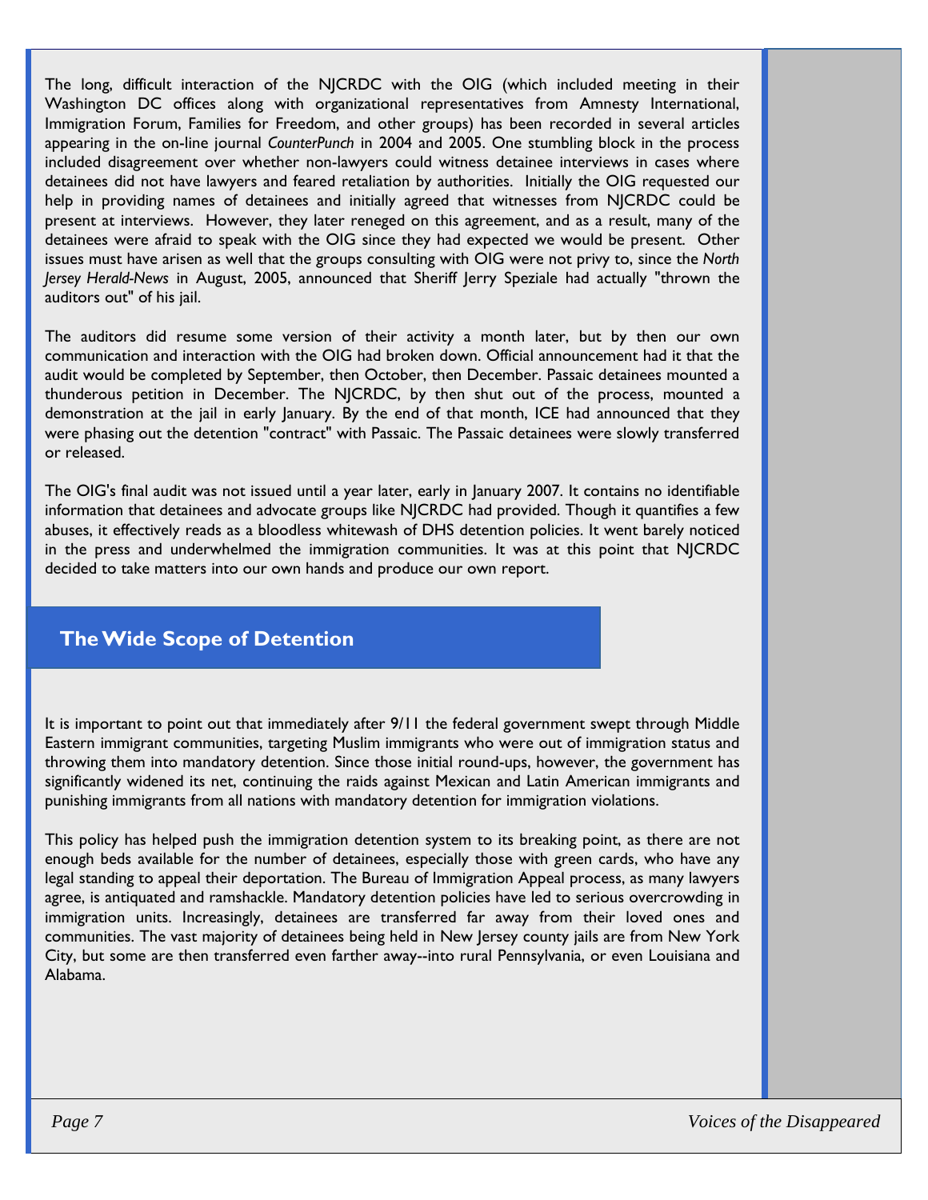The long, difficult interaction of the NJCRDC with the OIG (which included meeting in their Washington DC offices along with organizational representatives from Amnesty International, Immigration Forum, Families for Freedom, and other groups) has been recorded in several articles appearing in the on-line journal *CounterPunch* in 2004 and 2005. One stumbling block in the process included disagreement over whether non-lawyers could witness detainee interviews in cases where detainees did not have lawyers and feared retaliation by authorities. Initially the OIG requested our help in providing names of detainees and initially agreed that witnesses from NJCRDC could be present at interviews. However, they later reneged on this agreement, and as a result, many of the detainees were afraid to speak with the OIG since they had expected we would be present. Other issues must have arisen as well that the groups consulting with OIG were not privy to, since the *North Jersey Herald-News* in August, 2005, announced that Sheriff Jerry Speziale had actually "thrown the auditors out" of his jail.

The auditors did resume some version of their activity a month later, but by then our own communication and interaction with the OIG had broken down. Official announcement had it that the audit would be completed by September, then October, then December. Passaic detainees mounted a thunderous petition in December. The NJCRDC, by then shut out of the process, mounted a demonstration at the jail in early January. By the end of that month, ICE had announced that they were phasing out the detention "contract" with Passaic. The Passaic detainees were slowly transferred or released.

The OIG's final audit was not issued until a year later, early in January 2007. It contains no identifiable information that detainees and advocate groups like NJCRDC had provided. Though it quantifies a few abuses, it effectively reads as a bloodless whitewash of DHS detention policies. It went barely noticed in the press and underwhelmed the immigration communities. It was at this point that NJCRDC decided to take matters into our own hands and produce our own report.

## The Wide Scope of Detention

It is important to point out that immediately after 9/11 the federal government swept through Middle Eastern immigrant communities, targeting Muslim immigrants who were out of immigration status and throwing them into mandatory detention. Since those initial round-ups, however, the government has significantly widened its net, continuing the raids against Mexican and Latin American immigrants and punishing immigrants from all nations with mandatory detention for immigration violations.

This policy has helped push the immigration detention system to its breaking point, as there are not enough beds available for the number of detainees, especially those with green cards, who have any legal standing to appeal their deportation. The Bureau of Immigration Appeal process, as many lawyers agree, is antiquated and ramshackle. Mandatory detention policies have led to serious overcrowding in immigration units. Increasingly, detainees are transferred far away from their loved ones and communities. The vast majority of detainees being held in New Jersey county jails are from New York City, but some are then transferred even farther away--into rural Pennsylvania, or even Louisiana and Alabama.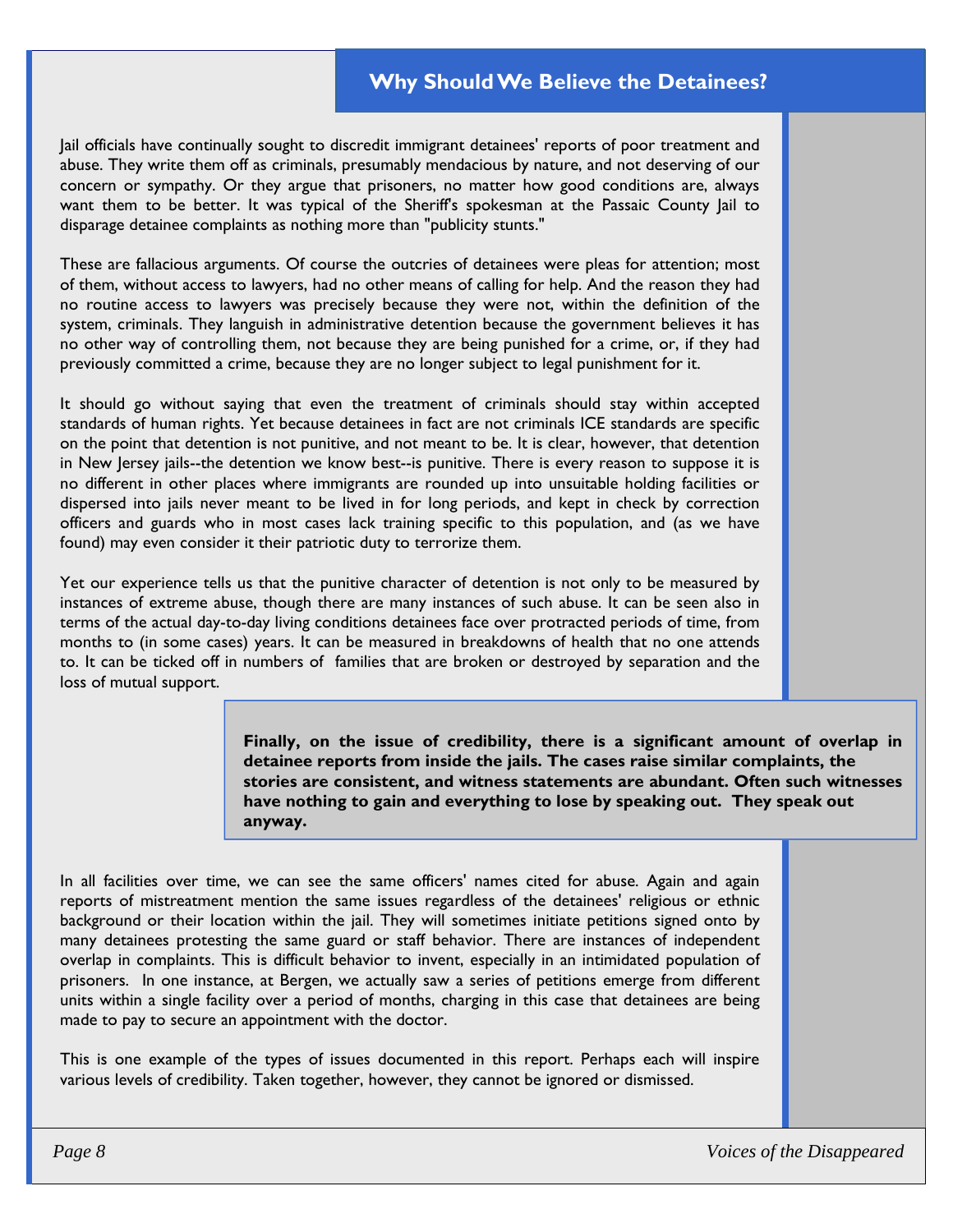## Why Should We Believe the Detainees?

Jail officials have continually sought to discredit immigrant detainees' reports of poor treatment and abuse. They write them off as criminals, presumably mendacious by nature, and not deserving of our concern or sympathy. Or they argue that prisoners, no matter how good conditions are, always want them to be better. It was typical of the Sheriff's spokesman at the Passaic County Jail to disparage detainee complaints as nothing more than "publicity stunts."

These are fallacious arguments. Of course the outcries of detainees were pleas for attention; most of them, without access to lawyers, had no other means of calling for help. And the reason they had no routine access to lawyers was precisely because they were not, within the definition of the system, criminals. They languish in administrative detention because the government believes it has no other way of controlling them, not because they are being punished for a crime, or, if they had previously committed a crime, because they are no longer subject to legal punishment for it.

It should go without saying that even the treatment of criminals should stay within accepted standards of human rights. Yet because detainees in fact are not criminals ICE standards are specific on the point that detention is not punitive, and not meant to be. It is clear, however, that detention in New Jersey jails--the detention we know best--is punitive. There is every reason to suppose it is no different in other places where immigrants are rounded up into unsuitable holding facilities or dispersed into jails never meant to be lived in for long periods, and kept in check by correction officers and guards who in most cases lack training specific to this population, and (as we have found) may even consider it their patriotic duty to terrorize them.

Yet our experience tells us that the punitive character of detention is not only to be measured by instances of extreme abuse, though there are many instances of such abuse. It can be seen also in terms of the actual day-to-day living conditions detainees face over protracted periods of time, from months to (in some cases) years. It can be measured in breakdowns of health that no one attends to. It can be ticked off in numbers of families that are broken or destroyed by separation and the loss of mutual support.

**Finally, on the issue of credibility, there is a significant amount of overlap in detainee reports from inside the jails. The cases raise similar complaints, the stories are consistent, and witness statements are abundant. Often such witnesses have nothing to gain and everything to lose by speaking out. They speak out anyway.**

In all facilities over time, we can see the same officers' names cited for abuse. Again and again reports of mistreatment mention the same issues regardless of the detainees' religious or ethnic background or their location within the jail. They will sometimes initiate petitions signed onto by many detainees protesting the same guard or staff behavior. There are instances of independent overlap in complaints. This is difficult behavior to invent, especially in an intimidated population of prisoners. In one instance, at Bergen, we actually saw a series of petitions emerge from different units within a single facility over a period of months, charging in this case that detainees are being made to pay to secure an appointment with the doctor.

This is one example of the types of issues documented in this report. Perhaps each will inspire various levels of credibility. Taken together, however, they cannot be ignored or dismissed.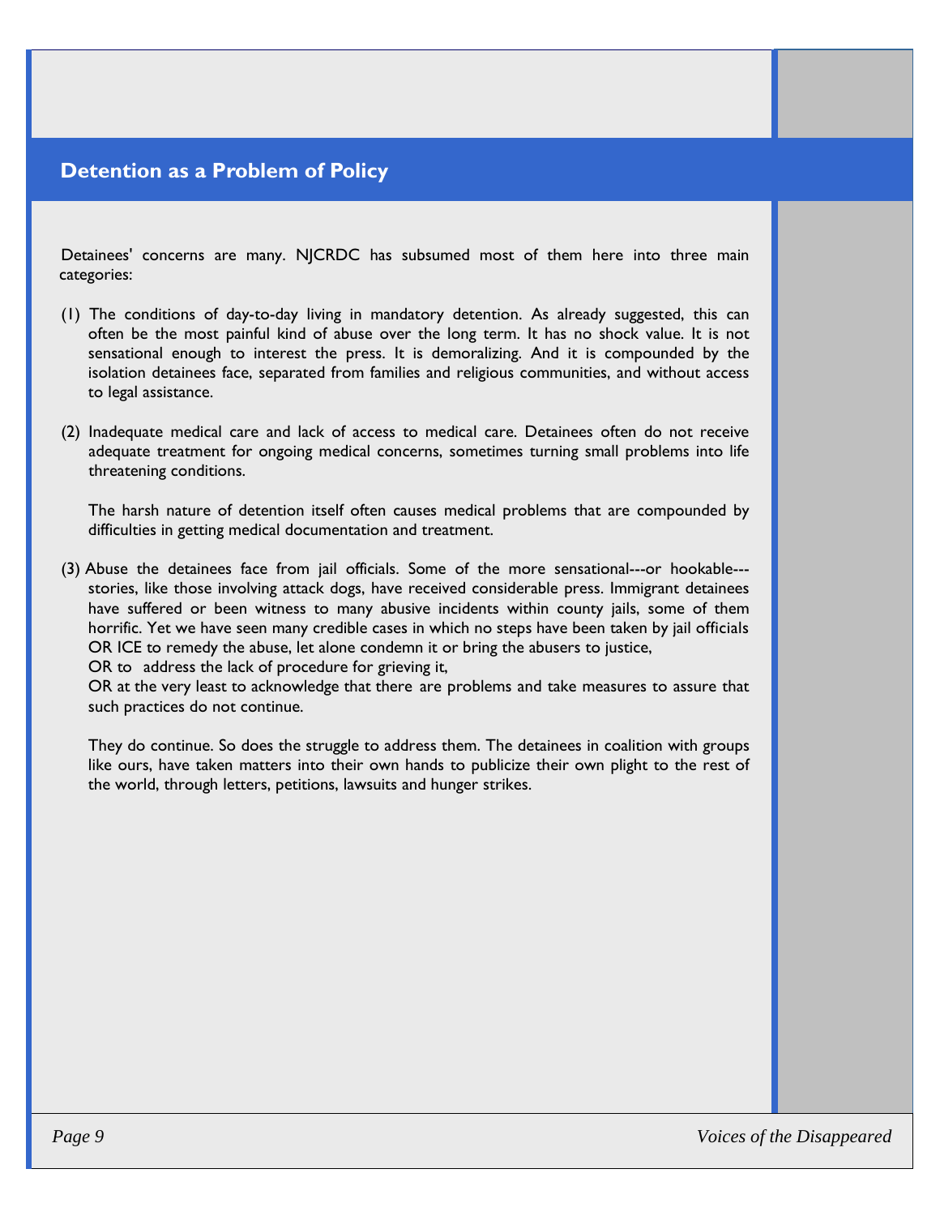## Detention as a Problem of Policy

Detainees' concerns are many. NJCRDC has subsumed most of them here into three main categories:

(1) The conditions of day-to-day living in mandatory detention. As already suggested, this can often be the most painful kind of abuse over the long term. It has no shock value. It is not sensational enough to interest the press. It is demoralizing. And it is compounded by the isolation detainees face, separated from families and religious communities, and without access to legal assistance.

(2) Inadequate medical care and lack of access to medical care. Detainees often do not receive adequate treatment for ongoing medical concerns, sometimes turning small problems into life threatening conditions.

The harsh nature of detention itself often causes medical problems that are compounded by difficulties in getting medical documentation and treatment.

(3) Abuse the detainees face from jail officials. Some of the more sensational---or hookable---stories, like those involving attack dogs, have received considerable press. Immigrant detainees have suffered or been witness to many abusive incidents within county jails, some of them horrific. Yet we have seen many credible cases in which no steps have been taken by jail officials OR ICE to remedy the abuse, let alone condemn it or bring the abusers to justice,
OR to address the lack of procedure for grieving it,
OR at the very least to acknowledge that there are problems and take measures to assure that such practices do not continue.

They do continue. So does the struggle to address them. The detainees in coalition with groups like ours, have taken matters into their own hands to publicize their own plight to the rest of the world, through letters, petitions, lawsuits and hunger strikes.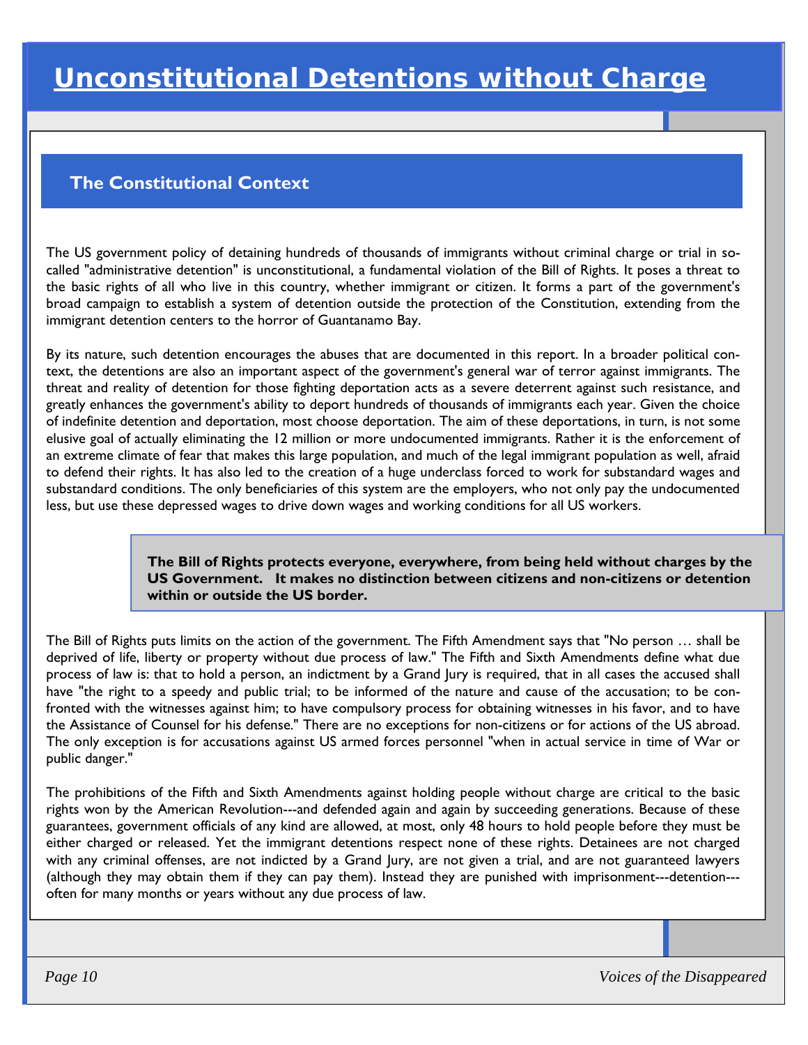# Unconstitutional Detentions without Charge

## The Constitutional Context

The US government policy of detaining hundreds of thousands of immigrants without criminal charge or trial in so-called "administrative detention" is unconstitutional, a fundamental violation of the Bill of Rights. It poses a threat to the basic rights of all who live in this country, whether immigrant or citizen. It forms a part of the government's broad campaign to establish a system of detention outside the protection of the Constitution, extending from the immigrant detention centers to the horror of Guantanamo Bay.

By its nature, such detention encourages the abuses that are documented in this report. In a broader political context, the detentions are also an important aspect of the government's general war of terror against immigrants. The threat and reality of detention for those fighting deportation acts as a severe deterrent against such resistance, and greatly enhances the government's ability to deport hundreds of thousands of immigrants each year. Given the choice of indefinite detention and deportation, most choose deportation. The aim of these deportations, in turn, is not some elusive goal of actually eliminating the 12 million or more undocumented immigrants. Rather it is the enforcement of an extreme climate of fear that makes this large population, and much of the legal immigrant population as well, afraid to defend their rights. It has also led to the creation of a huge underclass forced to work for substandard wages and substandard conditions. The only beneficiaries of this system are the employers, who not only pay the undocumented less, but use these depressed wages to drive down wages and working conditions for all US workers.

**The Bill of Rights protects everyone, everywhere, from being held without charges by the US Government. It makes no distinction between citizens and non-citizens or detention within or outside the US border.**

The Bill of Rights puts limits on the action of the government. The Fifth Amendment says that "No person … shall be deprived of life, liberty or property without due process of law." The Fifth and Sixth Amendments define what due process of law is: that to hold a person, an indictment by a Grand Jury is required, that in all cases the accused shall have "the right to a speedy and public trial; to be informed of the nature and cause of the accusation; to be confronted with the witnesses against him; to have compulsory process for obtaining witnesses in his favor, and to have the Assistance of Counsel for his defense." There are no exceptions for non-citizens or for actions of the US abroad. The only exception is for accusations against US armed forces personnel "when in actual service in time of War or public danger."

The prohibitions of the Fifth and Sixth Amendments against holding people without charge are critical to the basic rights won by the American Revolution---and defended again and again by succeeding generations. Because of these guarantees, government officials of any kind are allowed, at most, only 48 hours to hold people before they must be either charged or released. Yet the immigrant detentions respect none of these rights. Detainees are not charged with any criminal offenses, are not indicted by a Grand Jury, are not given a trial, and are not guaranteed lawyers (although they may obtain them if they can pay them). Instead they are punished with imprisonment---detention---often for many months or years without any due process of law.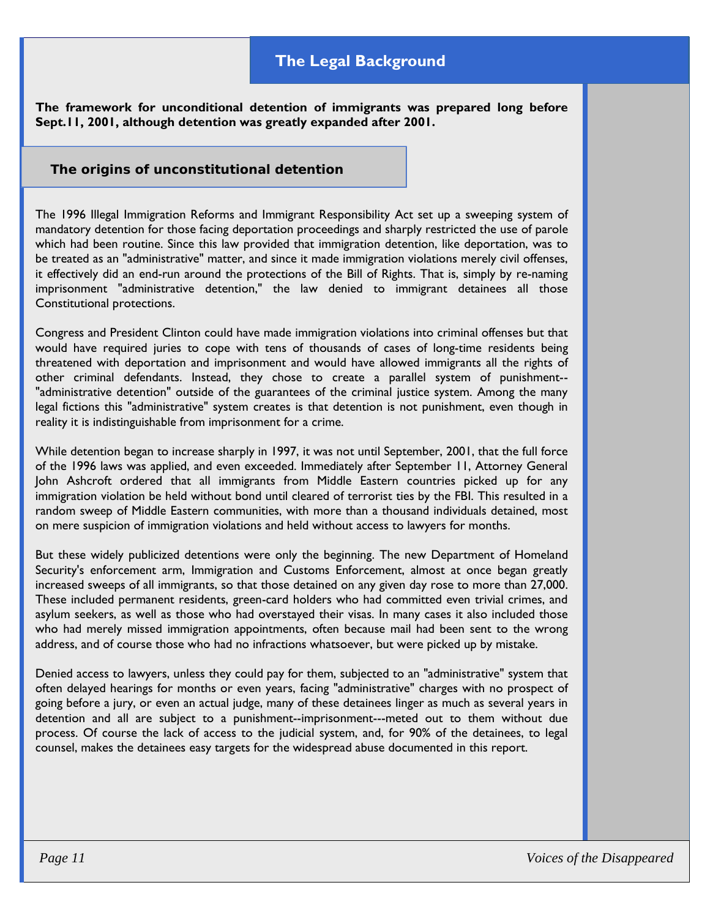## The Legal Background

**The framework for unconditional detention of immigrants was prepared long before Sept.11, 2001, although detention was greatly expanded after 2001.**

### The origins of unconstitutional detention

The 1996 Illegal Immigration Reforms and Immigrant Responsibility Act set up a sweeping system of mandatory detention for those facing deportation proceedings and sharply restricted the use of parole which had been routine. Since this law provided that immigration detention, like deportation, was to be treated as an "administrative" matter, and since it made immigration violations merely civil offenses, it effectively did an end-run around the protections of the Bill of Rights. That is, simply by re-naming imprisonment "administrative detention," the law denied to immigrant detainees all those Constitutional protections.

Congress and President Clinton could have made immigration violations into criminal offenses but that would have required juries to cope with tens of thousands of cases of long-time residents being threatened with deportation and imprisonment and would have allowed immigrants all the rights of other criminal defendants. Instead, they chose to create a parallel system of punishment--"administrative detention" outside of the guarantees of the criminal justice system. Among the many legal fictions this "administrative" system creates is that detention is not punishment, even though in reality it is indistinguishable from imprisonment for a crime.

While detention began to increase sharply in 1997, it was not until September, 2001, that the full force of the 1996 laws was applied, and even exceeded. Immediately after September 11, Attorney General John Ashcroft ordered that all immigrants from Middle Eastern countries picked up for any immigration violation be held without bond until cleared of terrorist ties by the FBI. This resulted in a random sweep of Middle Eastern communities, with more than a thousand individuals detained, most on mere suspicion of immigration violations and held without access to lawyers for months.

But these widely publicized detentions were only the beginning. The new Department of Homeland Security's enforcement arm, Immigration and Customs Enforcement, almost at once began greatly increased sweeps of all immigrants, so that those detained on any given day rose to more than 27,000. These included permanent residents, green-card holders who had committed even trivial crimes, and asylum seekers, as well as those who had overstayed their visas. In many cases it also included those who had merely missed immigration appointments, often because mail had been sent to the wrong address, and of course those who had no infractions whatsoever, but were picked up by mistake.

Denied access to lawyers, unless they could pay for them, subjected to an "administrative" system that often delayed hearings for months or even years, facing "administrative" charges with no prospect of going before a jury, or even an actual judge, many of these detainees linger as much as several years in detention and all are subject to a punishment--imprisonment---meted out to them without due process. Of course the lack of access to the judicial system, and, for 90% of the detainees, to legal counsel, makes the detainees easy targets for the widespread abuse documented in this report.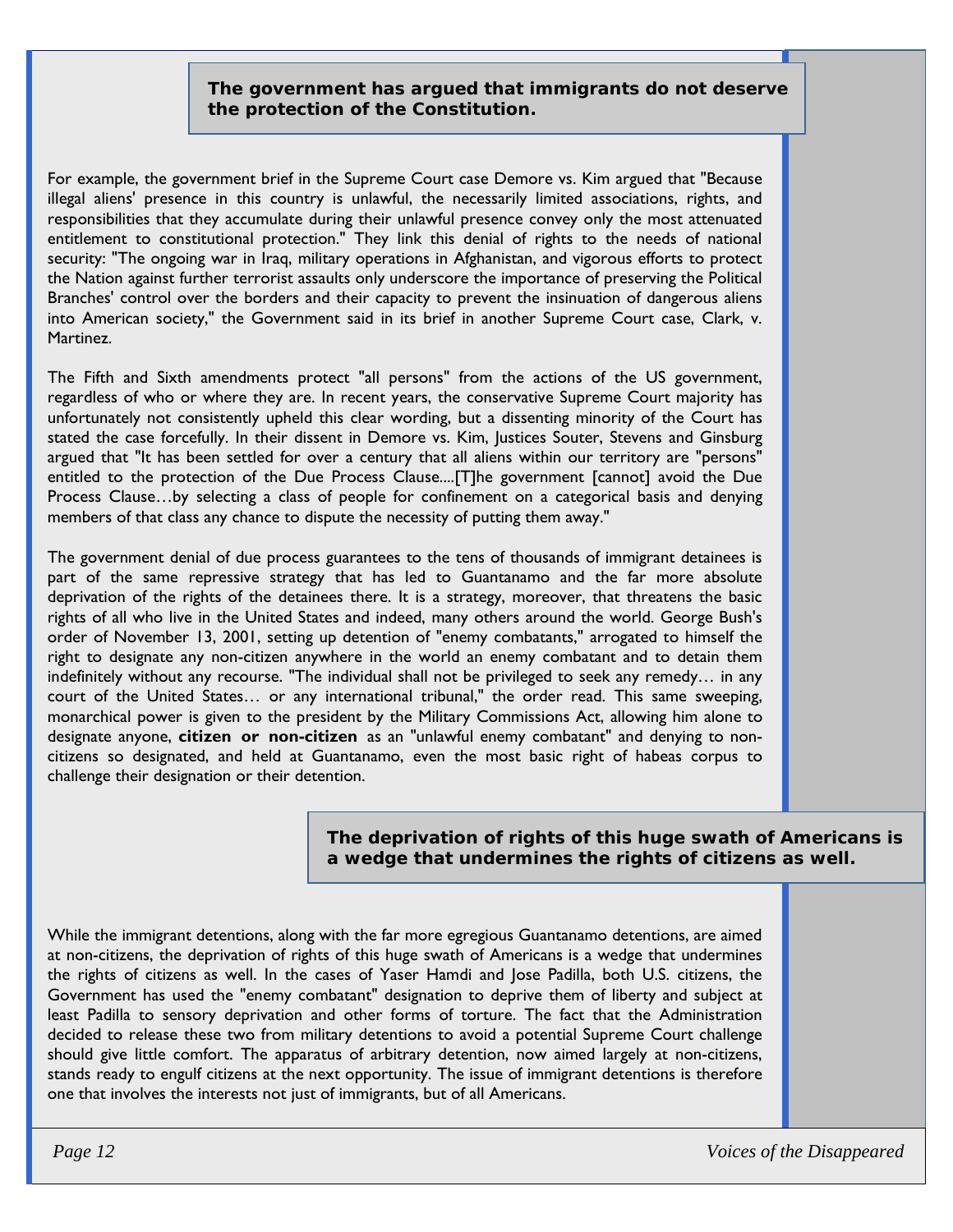**The government has argued that immigrants do not deserve the protection of the Constitution.**

For example, the government brief in the Supreme Court case Demore vs. Kim argued that "Because illegal aliens' presence in this country is unlawful, the necessarily limited associations, rights, and responsibilities that they accumulate during their unlawful presence convey only the most attenuated entitlement to constitutional protection." They link this denial of rights to the needs of national security: "The ongoing war in Iraq, military operations in Afghanistan, and vigorous efforts to protect the Nation against further terrorist assaults only underscore the importance of preserving the Political Branches' control over the borders and their capacity to prevent the insinuation of dangerous aliens into American society," the Government said in its brief in another Supreme Court case, Clark, v. Martinez.

The Fifth and Sixth amendments protect "all persons" from the actions of the US government, regardless of who or where they are. In recent years, the conservative Supreme Court majority has unfortunately not consistently upheld this clear wording, but a dissenting minority of the Court has stated the case forcefully. In their dissent in Demore vs. Kim, Justices Souter, Stevens and Ginsburg argued that "It has been settled for over a century that all aliens within our territory are "persons" entitled to the protection of the Due Process Clause....[T]he government [cannot] avoid the Due Process Clause…by selecting a class of people for confinement on a categorical basis and denying members of that class any chance to dispute the necessity of putting them away."

The government denial of due process guarantees to the tens of thousands of immigrant detainees is part of the same repressive strategy that has led to Guantanamo and the far more absolute deprivation of the rights of the detainees there. It is a strategy, moreover, that threatens the basic rights of all who live in the United States and indeed, many others around the world. George Bush's order of November 13, 2001, setting up detention of "enemy combatants," arrogated to himself the right to designate any non-citizen anywhere in the world an enemy combatant and to detain them indefinitely without any recourse. "The individual shall not be privileged to seek any remedy… in any court of the United States… or any international tribunal," the order read. This same sweeping, monarchical power is given to the president by the Military Commissions Act, allowing him alone to designate anyone, **citizen or non-citizen** as an "unlawful enemy combatant" and denying to non-citizens so designated, and held at Guantanamo, even the most basic right of habeas corpus to challenge their designation or their detention.

**The deprivation of rights of this huge swath of Americans is a wedge that undermines the rights of citizens as well.**

While the immigrant detentions, along with the far more egregious Guantanamo detentions, are aimed at non-citizens, the deprivation of rights of this huge swath of Americans is a wedge that undermines the rights of citizens as well. In the cases of Yaser Hamdi and Jose Padilla, both U.S. citizens, the Government has used the "enemy combatant" designation to deprive them of liberty and subject at least Padilla to sensory deprivation and other forms of torture. The fact that the Administration decided to release these two from military detentions to avoid a potential Supreme Court challenge should give little comfort. The apparatus of arbitrary detention, now aimed largely at non-citizens, stands ready to engulf citizens at the next opportunity. The issue of immigrant detentions is therefore one that involves the interests not just of immigrants, but of all Americans.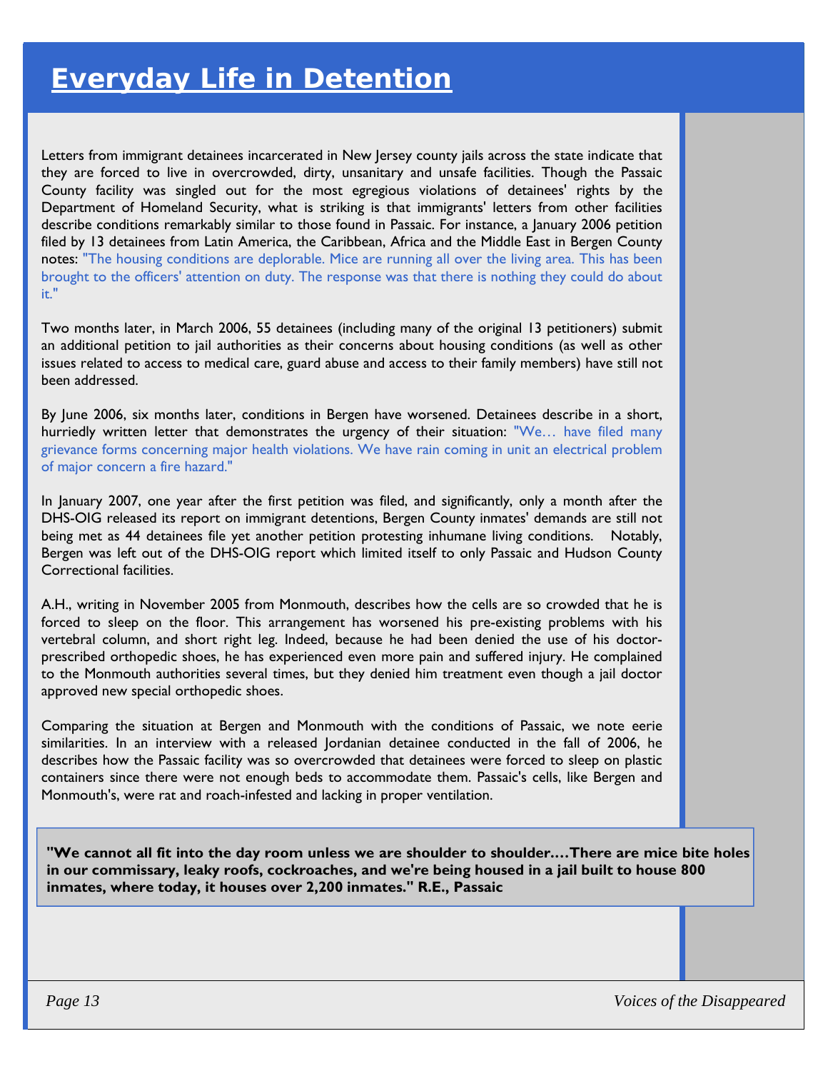# Everyday Life in Detention

Letters from immigrant detainees incarcerated in New Jersey county jails across the state indicate that they are forced to live in overcrowded, dirty, unsanitary and unsafe facilities. Though the Passaic County facility was singled out for the most egregious violations of detainees' rights by the Department of Homeland Security, what is striking is that immigrants' letters from other facilities describe conditions remarkably similar to those found in Passaic. For instance, a January 2006 petition filed by 13 detainees from Latin America, the Caribbean, Africa and the Middle East in Bergen County notes: "The housing conditions are deplorable. Mice are running all over the living area. This has been brought to the officers' attention on duty. The response was that there is nothing they could do about it."

Two months later, in March 2006, 55 detainees (including many of the original 13 petitioners) submit an additional petition to jail authorities as their concerns about housing conditions (as well as other issues related to access to medical care, guard abuse and access to their family members) have still not been addressed.

By June 2006, six months later, conditions in Bergen have worsened. Detainees describe in a short, hurriedly written letter that demonstrates the urgency of their situation: "We… have filed many grievance forms concerning major health violations. We have rain coming in unit an electrical problem of major concern a fire hazard."

In January 2007, one year after the first petition was filed, and significantly, only a month after the DHS-OIG released its report on immigrant detentions, Bergen County inmates' demands are still not being met as 44 detainees file yet another petition protesting inhumane living conditions. Notably, Bergen was left out of the DHS-OIG report which limited itself to only Passaic and Hudson County Correctional facilities.

A.H., writing in November 2005 from Monmouth, describes how the cells are so crowded that he is forced to sleep on the floor. This arrangement has worsened his pre-existing problems with his vertebral column, and short right leg. Indeed, because he had been denied the use of his doctor-prescribed orthopedic shoes, he has experienced even more pain and suffered injury. He complained to the Monmouth authorities several times, but they denied him treatment even though a jail doctor approved new special orthopedic shoes.

Comparing the situation at Bergen and Monmouth with the conditions of Passaic, we note eerie similarities. In an interview with a released Jordanian detainee conducted in the fall of 2006, he describes how the Passaic facility was so overcrowded that detainees were forced to sleep on plastic containers since there were not enough beds to accommodate them. Passaic's cells, like Bergen and Monmouth's, were rat and roach-infested and lacking in proper ventilation.

**"We cannot all fit into the day room unless we are shoulder to shoulder.…There are mice bite holes in our commissary, leaky roofs, cockroaches, and we're being housed in a jail built to house 800 inmates, where today, it houses over 2,200 inmates." R.E., Passaic**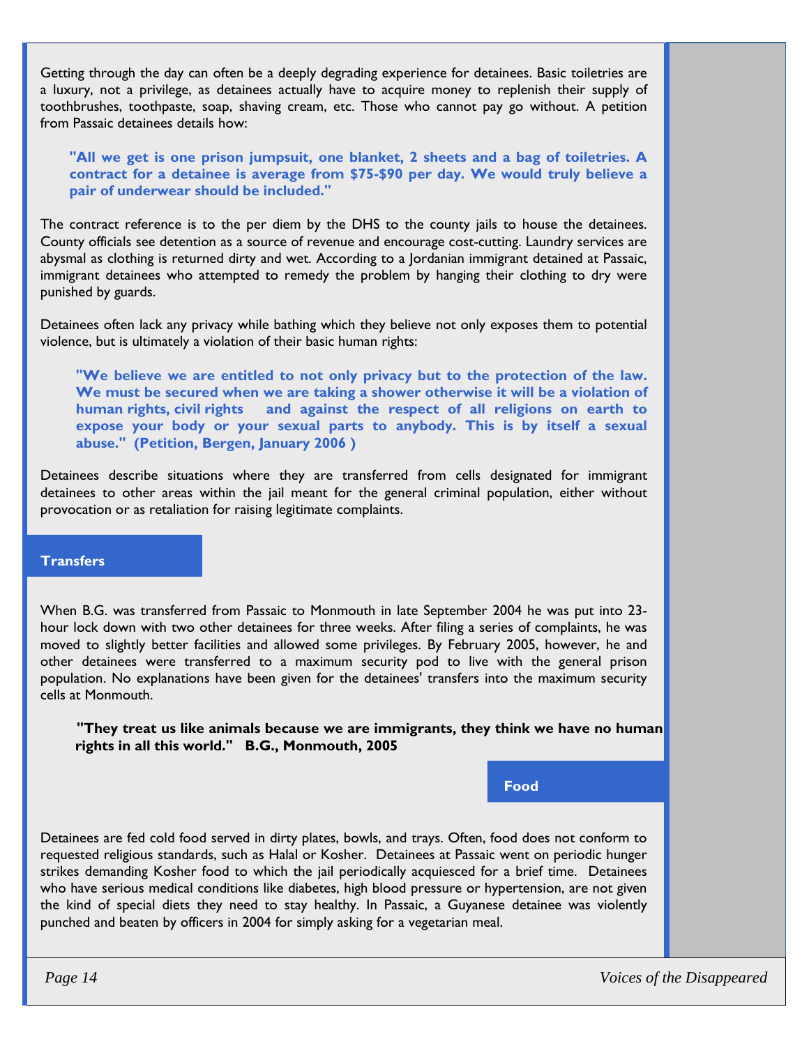Getting through the day can often be a deeply degrading experience for detainees. Basic toiletries are a luxury, not a privilege, as detainees actually have to acquire money to replenish their supply of toothbrushes, toothpaste, soap, shaving cream, etc. Those who cannot pay go without. A petition from Passaic detainees details how:

> **"All we get is one prison jumpsuit, one blanket, 2 sheets and a bag of toiletries. A contract for a detainee is average from $75-$90 per day. We would truly believe a pair of underwear should be included."**

The contract reference is to the per diem by the DHS to the county jails to house the detainees. County officials see detention as a source of revenue and encourage cost-cutting. Laundry services are abysmal as clothing is returned dirty and wet. According to a Jordanian immigrant detained at Passaic, immigrant detainees who attempted to remedy the problem by hanging their clothing to dry were punished by guards.

Detainees often lack any privacy while bathing which they believe not only exposes them to potential violence, but is ultimately a violation of their basic human rights:

> **"We believe we are entitled to not only privacy but to the protection of the law. We must be secured when we are taking a shower otherwise it will be a violation of human rights, civil rights and against the respect of all religions on earth to expose your body or your sexual parts to anybody. This is by itself a sexual abuse." (Petition, Bergen, January 2006 )**

Detainees describe situations where they are transferred from cells designated for immigrant detainees to other areas within the jail meant for the general criminal population, either without provocation or as retaliation for raising legitimate complaints.

## Transfers

When B.G. was transferred from Passaic to Monmouth in late September 2004 he was put into 23-hour lock down with two other detainees for three weeks. After filing a series of complaints, he was moved to slightly better facilities and allowed some privileges. By February 2005, however, he and other detainees were transferred to a maximum security pod to live with the general prison population. No explanations have been given for the detainees' transfers into the maximum security cells at Monmouth.

> **"They treat us like animals because we are immigrants, they think we have no human rights in all this world." B.G., Monmouth, 2005**

## Food

Detainees are fed cold food served in dirty plates, bowls, and trays. Often, food does not conform to requested religious standards, such as Halal or Kosher. Detainees at Passaic went on periodic hunger strikes demanding Kosher food to which the jail periodically acquiesced for a brief time. Detainees who have serious medical conditions like diabetes, high blood pressure or hypertension, are not given the kind of special diets they need to stay healthy. In Passaic, a Guyanese detainee was violently punched and beaten by officers in 2004 for simply asking for a vegetarian meal.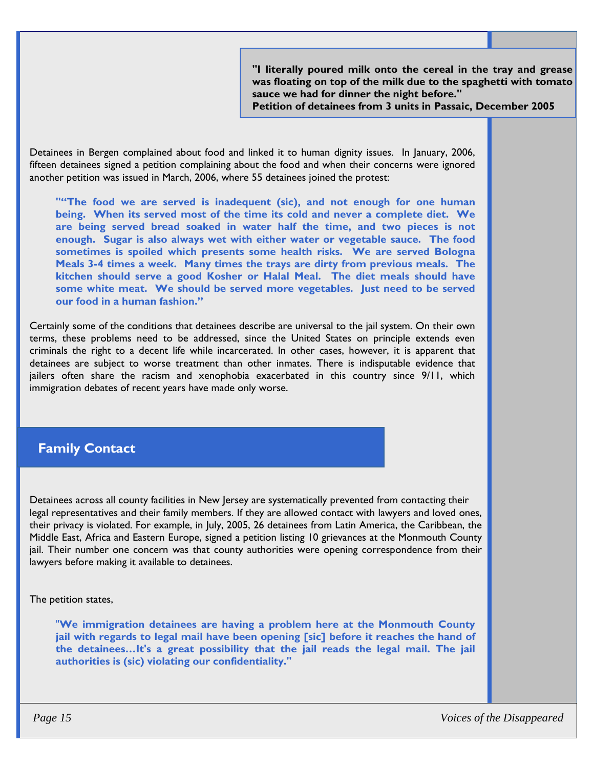> **"I literally poured milk onto the cereal in the tray and grease was floating on top of the milk due to the spaghetti with tomato sauce we had for dinner the night before."**
> **Petition of detainees from 3 units in Passaic, December 2005**

Detainees in Bergen complained about food and linked it to human dignity issues. In January, 2006, fifteen detainees signed a petition complaining about the food and when their concerns were ignored another petition was issued in March, 2006, where 55 detainees joined the protest:

> **"“The food we are served is inadequent (sic), and not enough for one human being. When its served most of the time its cold and never a complete diet. We are being served bread soaked in water half the time, and two pieces is not enough. Sugar is also always wet with either water or vegetable sauce. The food sometimes is spoiled which presents some health risks. We are served Bologna Meals 3-4 times a week. Many times the trays are dirty from previous meals. The kitchen should serve a good Kosher or Halal Meal. The diet meals should have some white meat. We should be served more vegetables. Just need to be served our food in a human fashion.”**

Certainly some of the conditions that detainees describe are universal to the jail system. On their own terms, these problems need to be addressed, since the United States on principle extends even criminals the right to a decent life while incarcerated. In other cases, however, it is apparent that detainees are subject to worse treatment than other inmates. There is indisputable evidence that jailers often share the racism and xenophobia exacerbated in this country since 9/11, which immigration debates of recent years have made only worse.

## Family Contact

Detainees across all county facilities in New Jersey are systematically prevented from contacting their legal representatives and their family members. If they are allowed contact with lawyers and loved ones, their privacy is violated. For example, in July, 2005, 26 detainees from Latin America, the Caribbean, the Middle East, Africa and Eastern Europe, signed a petition listing 10 grievances at the Monmouth County jail. Their number one concern was that county authorities were opening correspondence from their lawyers before making it available to detainees.

The petition states,

> **"We immigration detainees are having a problem here at the Monmouth County jail with regards to legal mail have been opening [sic] before it reaches the hand of the detainees…It's a great possibility that the jail reads the legal mail. The jail authorities is (sic) violating our confidentiality."**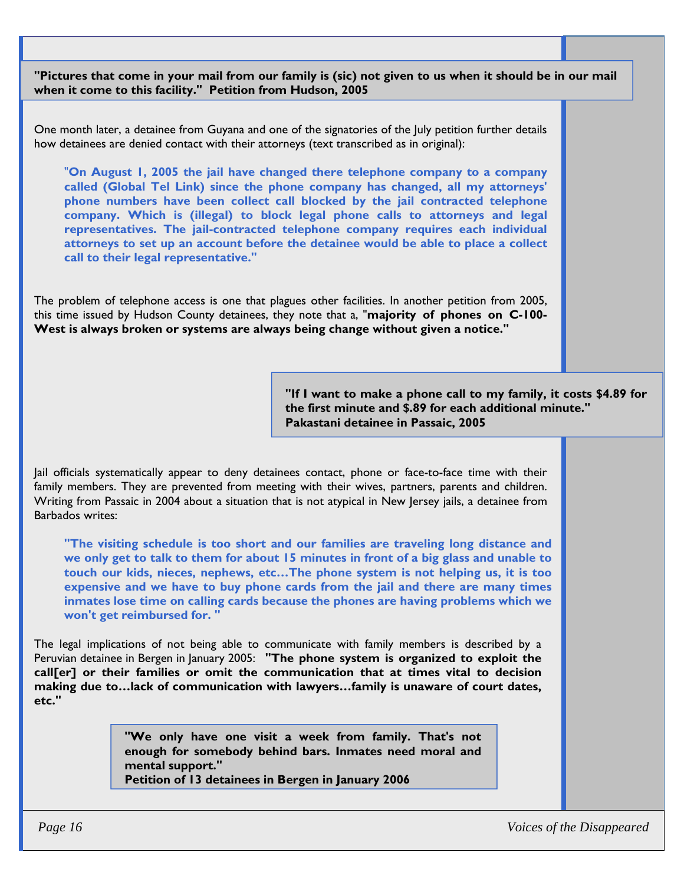**"Pictures that come in your mail from our family is (sic) not given to us when it should be in our mail when it come to this facility." Petition from Hudson, 2005**

One month later, a detainee from Guyana and one of the signatories of the July petition further details how detainees are denied contact with their attorneys (text transcribed as in original):

> **"On August 1, 2005 the jail have changed there telephone company to a company called (Global Tel Link) since the phone company has changed, all my attorneys' phone numbers have been collect call blocked by the jail contracted telephone company. Which is (illegal) to block legal phone calls to attorneys and legal representatives. The jail-contracted telephone company requires each individual attorneys to set up an account before the detainee would be able to place a collect call to their legal representative."**

The problem of telephone access is one that plagues other facilities. In another petition from 2005, this time issued by Hudson County detainees, they note that a, **"majority of phones on C-100-West is always broken or systems are always being change without given a notice."**

**"If I want to make a phone call to my family, it costs $4.89 for the first minute and $.89 for each additional minute." Pakastani detainee in Passaic, 2005**

Jail officials systematically appear to deny detainees contact, phone or face-to-face time with their family members. They are prevented from meeting with their wives, partners, parents and children. Writing from Passaic in 2004 about a situation that is not atypical in New Jersey jails, a detainee from Barbados writes:

> **"The visiting schedule is too short and our families are traveling long distance and we only get to talk to them for about 15 minutes in front of a big glass and unable to touch our kids, nieces, nephews, etc…The phone system is not helping us, it is too expensive and we have to buy phone cards from the jail and there are many times inmates lose time on calling cards because the phones are having problems which we won't get reimbursed for. "**

The legal implications of not being able to communicate with family members is described by a Peruvian detainee in Bergen in January 2005: **"The phone system is organized to exploit the call[er] or their families or omit the communication that at times vital to decision making due to…lack of communication with lawyers…family is unaware of court dates, etc."**

**"We only have one visit a week from family. That's not enough for somebody behind bars. Inmates need moral and mental support." Petition of 13 detainees in Bergen in January 2006**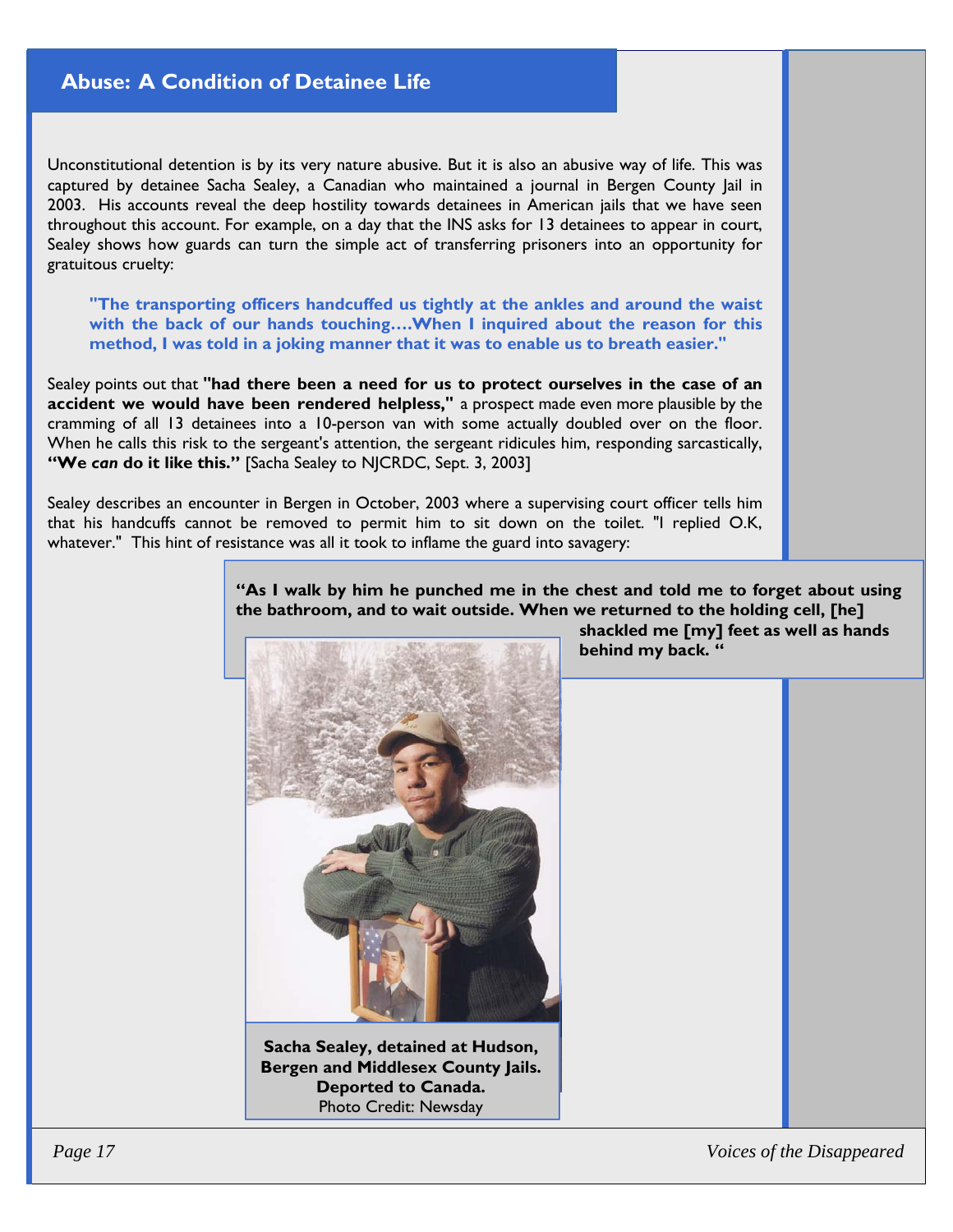## Abuse: A Condition of Detainee Life

Unconstitutional detention is by its very nature abusive. But it is also an abusive way of life. This was captured by detainee Sacha Sealey, a Canadian who maintained a journal in Bergen County Jail in 2003. His accounts reveal the deep hostility towards detainees in American jails that we have seen throughout this account. For example, on a day that the INS asks for 13 detainees to appear in court, Sealey shows how guards can turn the simple act of transferring prisoners into an opportunity for gratuitous cruelty:

> **"The transporting officers handcuffed us tightly at the ankles and around the waist with the back of our hands touching….When I inquired about the reason for this method, I was told in a joking manner that it was to enable us to breath easier."**

Sealey points out that **"had there been a need for us to protect ourselves in the case of an accident we would have been rendered helpless,"** a prospect made even more plausible by the cramming of all 13 detainees into a 10-person van with some actually doubled over on the floor. When he calls this risk to the sergeant's attention, the sergeant ridicules him, responding sarcastically, **"We *can* do it like this."** [Sacha Sealey to NJCRDC, Sept. 3, 2003]

Sealey describes an encounter in Bergen in October, 2003 where a supervising court officer tells him that his handcuffs cannot be removed to permit him to sit down on the toilet. "I replied O.K, whatever." This hint of resistance was all it took to inflame the guard into savagery:

> **"As I walk by him he punched me in the chest and told me to forget about using the bathroom, and to wait outside. When we returned to the holding cell, [he] shackled me [my] feet as well as hands behind my back. "**

**Sacha Sealey, detained at Hudson, Bergen and Middlesex County Jails. Deported to Canada.**
Photo Credit: Newsday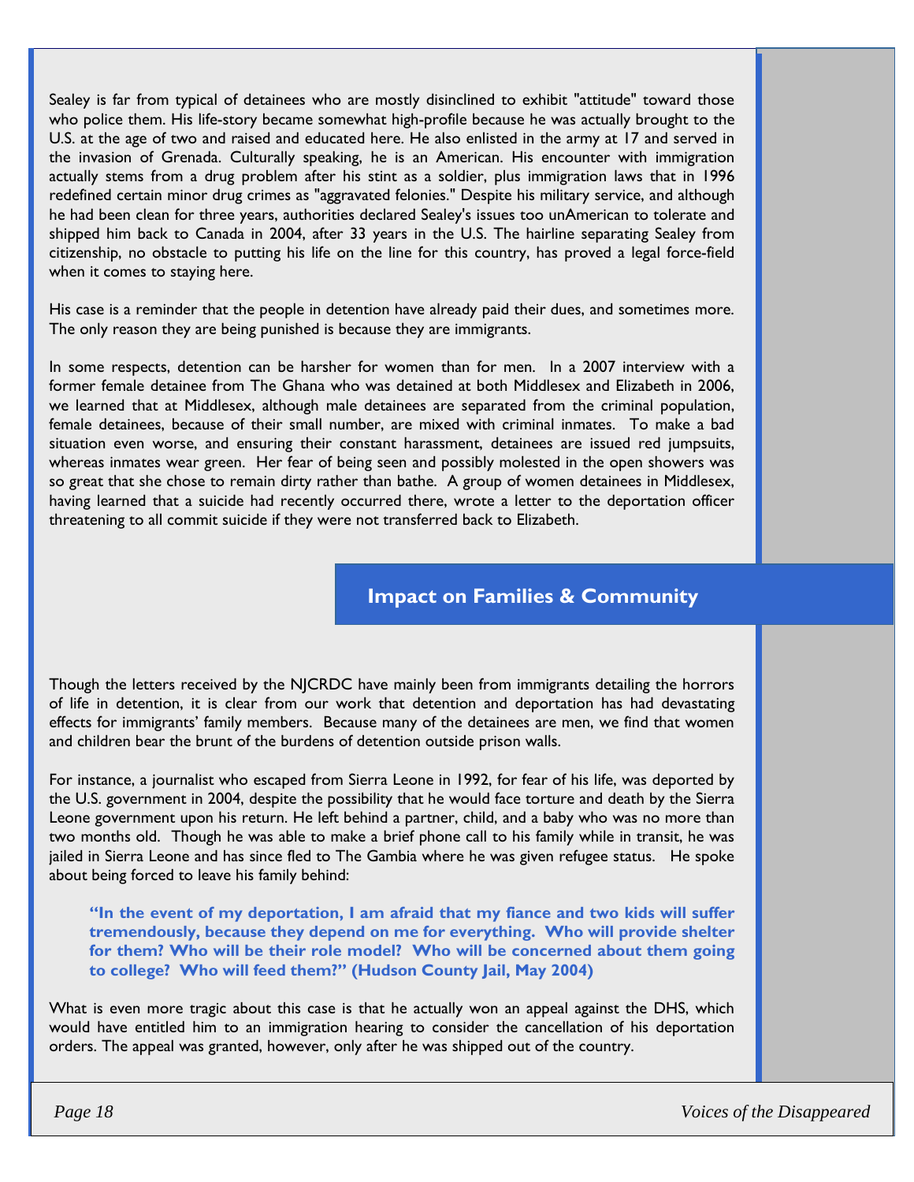Sealey is far from typical of detainees who are mostly disinclined to exhibit "attitude" toward those who police them. His life-story became somewhat high-profile because he was actually brought to the U.S. at the age of two and raised and educated here. He also enlisted in the army at 17 and served in the invasion of Grenada. Culturally speaking, he is an American. His encounter with immigration actually stems from a drug problem after his stint as a soldier, plus immigration laws that in 1996 redefined certain minor drug crimes as "aggravated felonies." Despite his military service, and although he had been clean for three years, authorities declared Sealey's issues too unAmerican to tolerate and shipped him back to Canada in 2004, after 33 years in the U.S. The hairline separating Sealey from citizenship, no obstacle to putting his life on the line for this country, has proved a legal force-field when it comes to staying here.

His case is a reminder that the people in detention have already paid their dues, and sometimes more. The only reason they are being punished is because they are immigrants.

In some respects, detention can be harsher for women than for men. In a 2007 interview with a former female detainee from The Ghana who was detained at both Middlesex and Elizabeth in 2006, we learned that at Middlesex, although male detainees are separated from the criminal population, female detainees, because of their small number, are mixed with criminal inmates. To make a bad situation even worse, and ensuring their constant harassment, detainees are issued red jumpsuits, whereas inmates wear green. Her fear of being seen and possibly molested in the open showers was so great that she chose to remain dirty rather than bathe. A group of women detainees in Middlesex, having learned that a suicide had recently occurred there, wrote a letter to the deportation officer threatening to all commit suicide if they were not transferred back to Elizabeth.

## Impact on Families & Community

Though the letters received by the NJCRDC have mainly been from immigrants detailing the horrors of life in detention, it is clear from our work that detention and deportation has had devastating effects for immigrants' family members. Because many of the detainees are men, we find that women and children bear the brunt of the burdens of detention outside prison walls.

For instance, a journalist who escaped from Sierra Leone in 1992, for fear of his life, was deported by the U.S. government in 2004, despite the possibility that he would face torture and death by the Sierra Leone government upon his return. He left behind a partner, child, and a baby who was no more than two months old. Though he was able to make a brief phone call to his family while in transit, he was jailed in Sierra Leone and has since fled to The Gambia where he was given refugee status. He spoke about being forced to leave his family behind:

> **"In the event of my deportation, I am afraid that my fiance and two kids will suffer tremendously, because they depend on me for everything. Who will provide shelter for them? Who will be their role model? Who will be concerned about them going to college? Who will feed them?" (Hudson County Jail, May 2004)**

What is even more tragic about this case is that he actually won an appeal against the DHS, which would have entitled him to an immigration hearing to consider the cancellation of his deportation orders. The appeal was granted, however, only after he was shipped out of the country.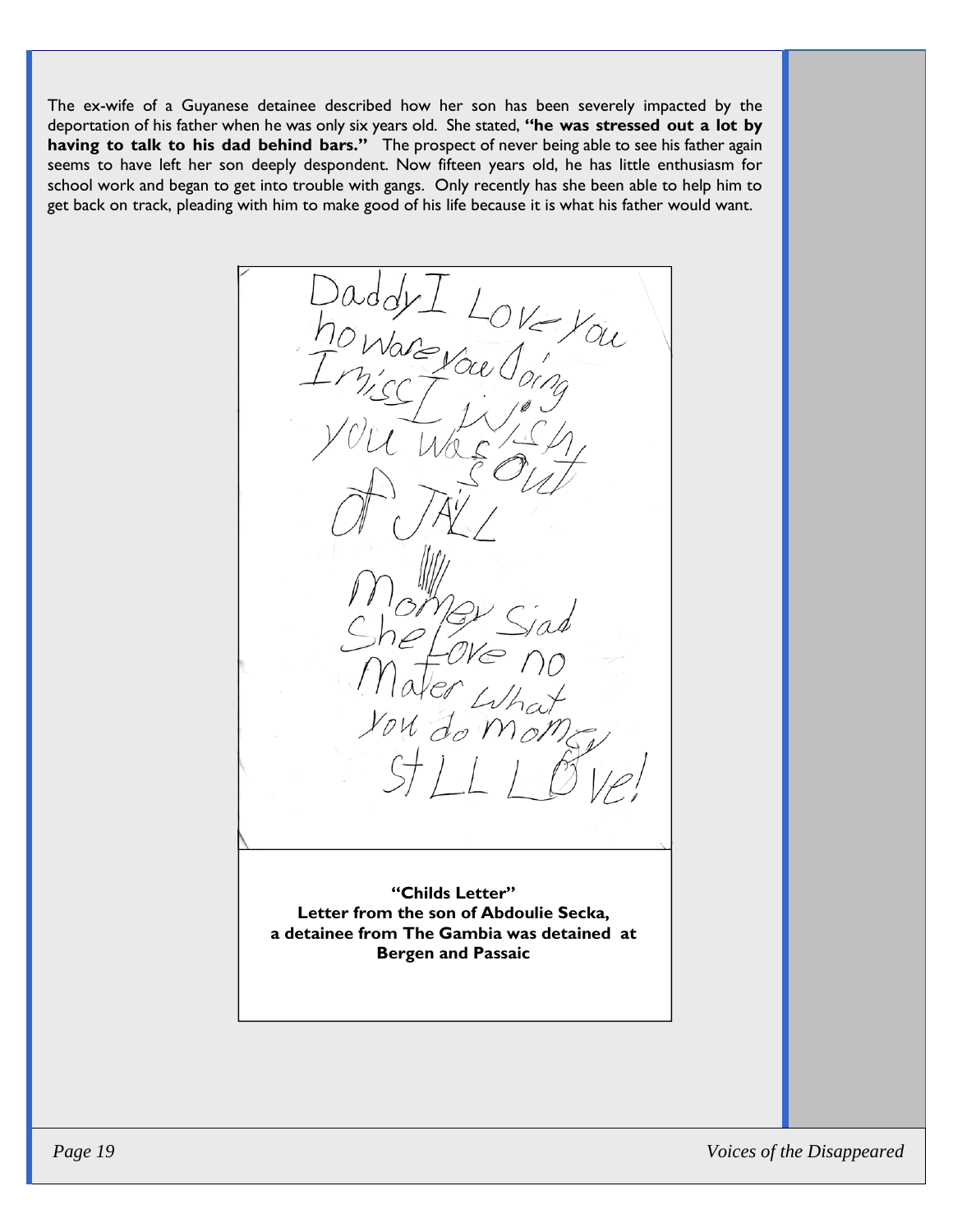The ex-wife of a Guyanese detainee described how her son has been severely impacted by the deportation of his father when he was only six years old. She stated, **"he was stressed out a lot by having to talk to his dad behind bars."** The prospect of never being able to see his father again seems to have left her son deeply despondent. Now fifteen years old, he has little enthusiasm for school work and began to get into trouble with gangs. Only recently has she been able to help him to get back on track, pleading with him to make good of his life because it is what his father would want.

> Daddy I Love You
> how ware you doing
> I miss I wish
> you was out
> of JAIL
>
> Momey Siad
> She Love no
> Mater What
> You do Momey
> StLL LOve!

**"Childs Letter"**
**Letter from the son of Abdoulie Secka, a detainee from The Gambia was detained at Bergen and Passaic**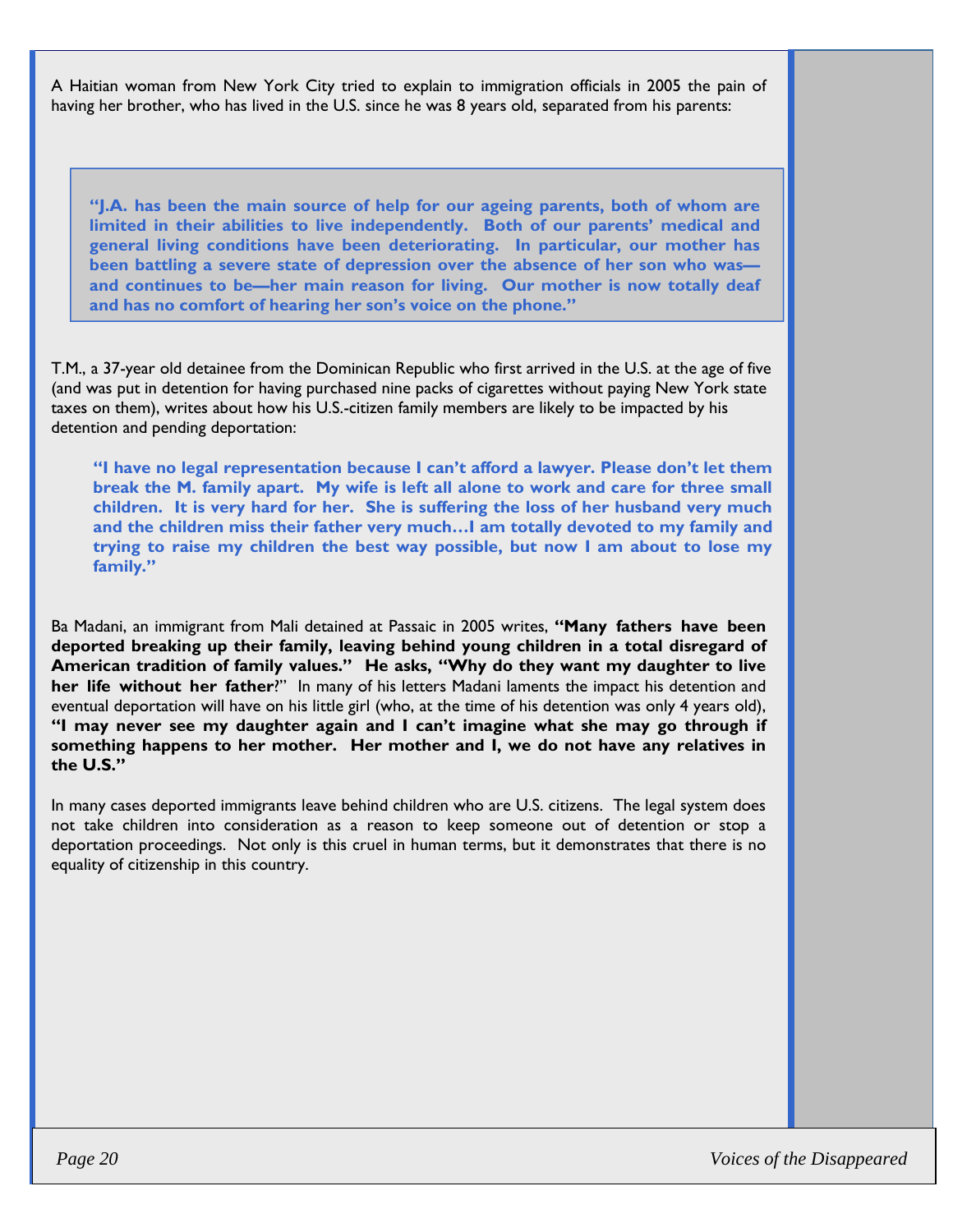A Haitian woman from New York City tried to explain to immigration officials in 2005 the pain of having her brother, who has lived in the U.S. since he was 8 years old, separated from his parents:

> **"J.A. has been the main source of help for our ageing parents, both of whom are limited in their abilities to live independently. Both of our parents' medical and general living conditions have been deteriorating. In particular, our mother has been battling a severe state of depression over the absence of her son who was—and continues to be—her main reason for living. Our mother is now totally deaf and has no comfort of hearing her son's voice on the phone."**

T.M., a 37-year old detainee from the Dominican Republic who first arrived in the U.S. at the age of five (and was put in detention for having purchased nine packs of cigarettes without paying New York state taxes on them), writes about how his U.S.-citizen family members are likely to be impacted by his detention and pending deportation:

> **"I have no legal representation because I can't afford a lawyer. Please don't let them break the M. family apart. My wife is left all alone to work and care for three small children. It is very hard for her. She is suffering the loss of her husband very much and the children miss their father very much…I am totally devoted to my family and trying to raise my children the best way possible, but now I am about to lose my family."**

Ba Madani, an immigrant from Mali detained at Passaic in 2005 writes, **"Many fathers have been deported breaking up their family, leaving behind young children in a total disregard of American tradition of family values." He asks, "Why do they want my daughter to live her life without her father**?" In many of his letters Madani laments the impact his detention and eventual deportation will have on his little girl (who, at the time of his detention was only 4 years old), **"I may never see my daughter again and I can't imagine what she may go through if something happens to her mother. Her mother and I, we do not have any relatives in the U.S."**

In many cases deported immigrants leave behind children who are U.S. citizens. The legal system does not take children into consideration as a reason to keep someone out of detention or stop a deportation proceedings. Not only is this cruel in human terms, but it demonstrates that there is no equality of citizenship in this country.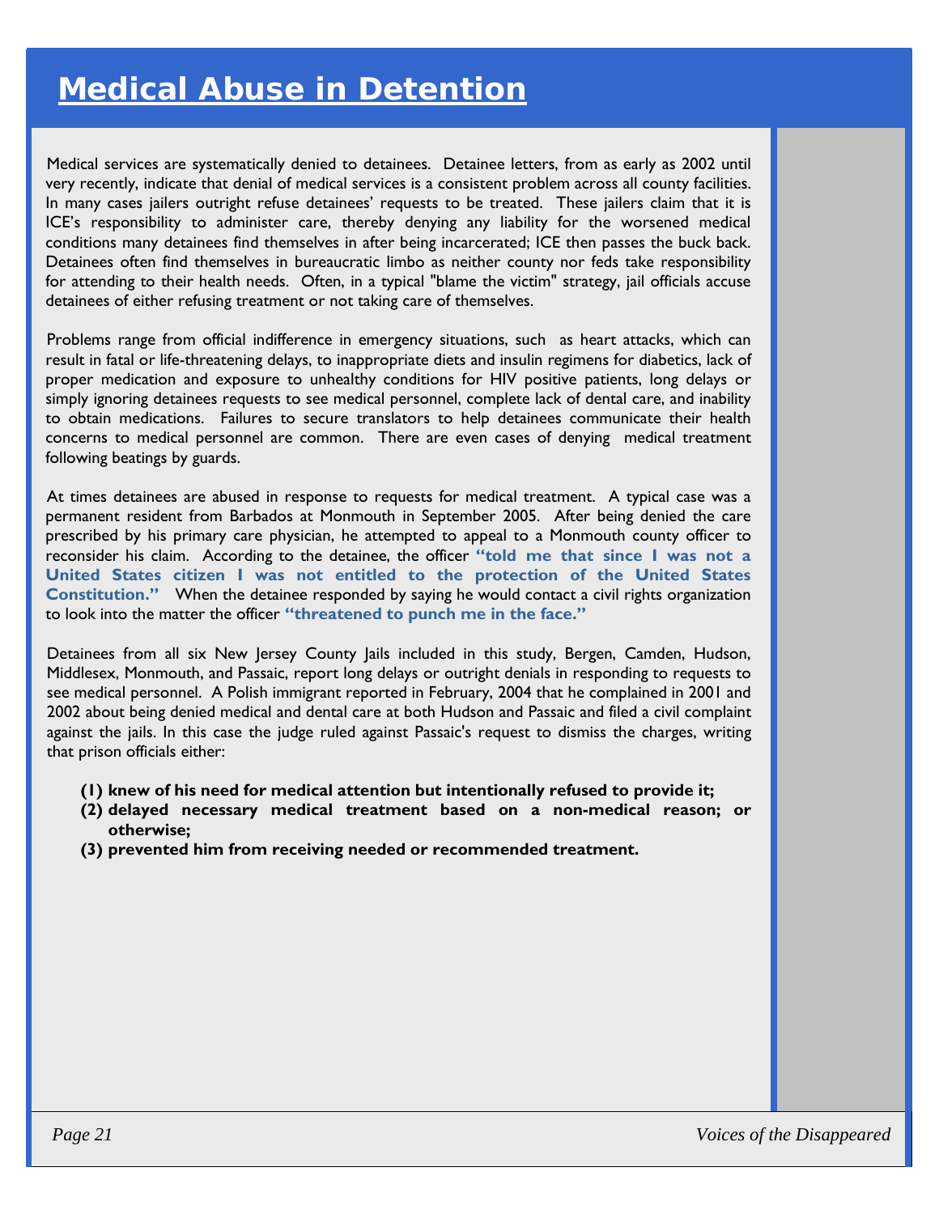# Medical Abuse in Detention

Medical services are systematically denied to detainees. Detainee letters, from as early as 2002 until very recently, indicate that denial of medical services is a consistent problem across all county facilities. In many cases jailers outright refuse detainees' requests to be treated. These jailers claim that it is ICE's responsibility to administer care, thereby denying any liability for the worsened medical conditions many detainees find themselves in after being incarcerated; ICE then passes the buck back. Detainees often find themselves in bureaucratic limbo as neither county nor feds take responsibility for attending to their health needs. Often, in a typical "blame the victim" strategy, jail officials accuse detainees of either refusing treatment or not taking care of themselves.

Problems range from official indifference in emergency situations, such as heart attacks, which can result in fatal or life-threatening delays, to inappropriate diets and insulin regimens for diabetics, lack of proper medication and exposure to unhealthy conditions for HIV positive patients, long delays or simply ignoring detainees requests to see medical personnel, complete lack of dental care, and inability to obtain medications. Failures to secure translators to help detainees communicate their health concerns to medical personnel are common. There are even cases of denying medical treatment following beatings by guards.

At times detainees are abused in response to requests for medical treatment. A typical case was a permanent resident from Barbados at Monmouth in September 2005. After being denied the care prescribed by his primary care physician, he attempted to appeal to a Monmouth county officer to reconsider his claim. According to the detainee, the officer **"told me that since I was not a United States citizen I was not entitled to the protection of the United States Constitution."** When the detainee responded by saying he would contact a civil rights organization to look into the matter the officer **"threatened to punch me in the face."**

Detainees from all six New Jersey County Jails included in this study, Bergen, Camden, Hudson, Middlesex, Monmouth, and Passaic, report long delays or outright denials in responding to requests to see medical personnel. A Polish immigrant reported in February, 2004 that he complained in 2001 and 2002 about being denied medical and dental care at both Hudson and Passaic and filed a civil complaint against the jails. In this case the judge ruled against Passaic's request to dismiss the charges, writing that prison officials either:

**(1) knew of his need for medical attention but intentionally refused to provide it;**
**(2) delayed necessary medical treatment based on a non-medical reason; or otherwise;**
**(3) prevented him from receiving needed or recommended treatment.**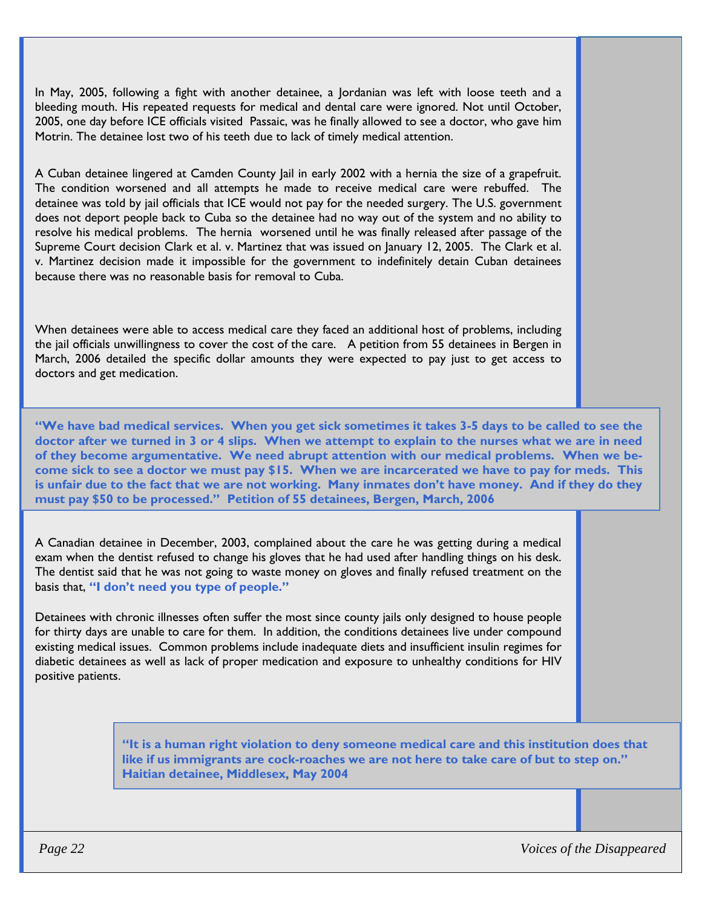In May, 2005, following a fight with another detainee, a Jordanian was left with loose teeth and a bleeding mouth. His repeated requests for medical and dental care were ignored. Not until October, 2005, one day before ICE officials visited Passaic, was he finally allowed to see a doctor, who gave him Motrin. The detainee lost two of his teeth due to lack of timely medical attention.

A Cuban detainee lingered at Camden County Jail in early 2002 with a hernia the size of a grapefruit. The condition worsened and all attempts he made to receive medical care were rebuffed. The detainee was told by jail officials that ICE would not pay for the needed surgery. The U.S. government does not deport people back to Cuba so the detainee had no way out of the system and no ability to resolve his medical problems. The hernia worsened until he was finally released after passage of the Supreme Court decision Clark et al. v. Martinez that was issued on January 12, 2005. The Clark et al. v. Martinez decision made it impossible for the government to indefinitely detain Cuban detainees because there was no reasonable basis for removal to Cuba.

When detainees were able to access medical care they faced an additional host of problems, including the jail officials unwillingness to cover the cost of the care. A petition from 55 detainees in Bergen in March, 2006 detailed the specific dollar amounts they were expected to pay just to get access to doctors and get medication.

**"We have bad medical services. When you get sick sometimes it takes 3-5 days to be called to see the doctor after we turned in 3 or 4 slips. When we attempt to explain to the nurses what we are in need of they become argumentative. We need abrupt attention with our medical problems. When we become sick to see a doctor we must pay $15. When we are incarcerated we have to pay for meds. This is unfair due to the fact that we are not working. Many inmates don't have money. And if they do they must pay $50 to be processed." Petition of 55 detainees, Bergen, March, 2006**

A Canadian detainee in December, 2003, complained about the care he was getting during a medical exam when the dentist refused to change his gloves that he had used after handling things on his desk. The dentist said that he was not going to waste money on gloves and finally refused treatment on the basis that, **"I don't need you type of people."**

Detainees with chronic illnesses often suffer the most since county jails only designed to house people for thirty days are unable to care for them. In addition, the conditions detainees live under compound existing medical issues. Common problems include inadequate diets and insufficient insulin regimes for diabetic detainees as well as lack of proper medication and exposure to unhealthy conditions for HIV positive patients.

**"It is a human right violation to deny someone medical care and this institution does that like if us immigrants are cock-roaches we are not here to take care of but to step on." Haitian detainee, Middlesex, May 2004**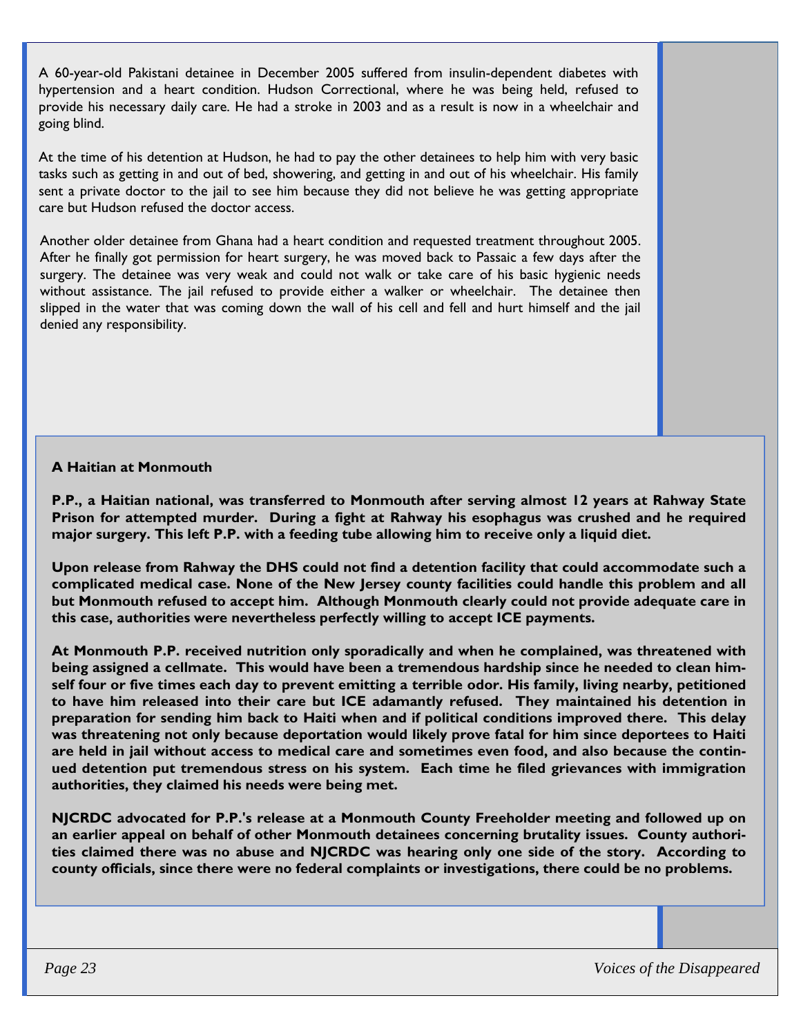A 60-year-old Pakistani detainee in December 2005 suffered from insulin-dependent diabetes with hypertension and a heart condition. Hudson Correctional, where he was being held, refused to provide his necessary daily care. He had a stroke in 2003 and as a result is now in a wheelchair and going blind.

At the time of his detention at Hudson, he had to pay the other detainees to help him with very basic tasks such as getting in and out of bed, showering, and getting in and out of his wheelchair. His family sent a private doctor to the jail to see him because they did not believe he was getting appropriate care but Hudson refused the doctor access.

Another older detainee from Ghana had a heart condition and requested treatment throughout 2005. After he finally got permission for heart surgery, he was moved back to Passaic a few days after the surgery. The detainee was very weak and could not walk or take care of his basic hygienic needs without assistance. The jail refused to provide either a walker or wheelchair. The detainee then slipped in the water that was coming down the wall of his cell and fell and hurt himself and the jail denied any responsibility.

**A Haitian at Monmouth**

**P.P., a Haitian national, was transferred to Monmouth after serving almost 12 years at Rahway State Prison for attempted murder. During a fight at Rahway his esophagus was crushed and he required major surgery. This left P.P. with a feeding tube allowing him to receive only a liquid diet.**

**Upon release from Rahway the DHS could not find a detention facility that could accommodate such a complicated medical case. None of the New Jersey county facilities could handle this problem and all but Monmouth refused to accept him. Although Monmouth clearly could not provide adequate care in this case, authorities were nevertheless perfectly willing to accept ICE payments.**

**At Monmouth P.P. received nutrition only sporadically and when he complained, was threatened with being assigned a cellmate. This would have been a tremendous hardship since he needed to clean himself four or five times each day to prevent emitting a terrible odor. His family, living nearby, petitioned to have him released into their care but ICE adamantly refused. They maintained his detention in preparation for sending him back to Haiti when and if political conditions improved there. This delay was threatening not only because deportation would likely prove fatal for him since deportees to Haiti are held in jail without access to medical care and sometimes even food, and also because the continued detention put tremendous stress on his system. Each time he filed grievances with immigration authorities, they claimed his needs were being met.**

**NJCRDC advocated for P.P.'s release at a Monmouth County Freeholder meeting and followed up on an earlier appeal on behalf of other Monmouth detainees concerning brutality issues. County authorities claimed there was no abuse and NJCRDC was hearing only one side of the story. According to county officials, since there were no federal complaints or investigations, there could be no problems.**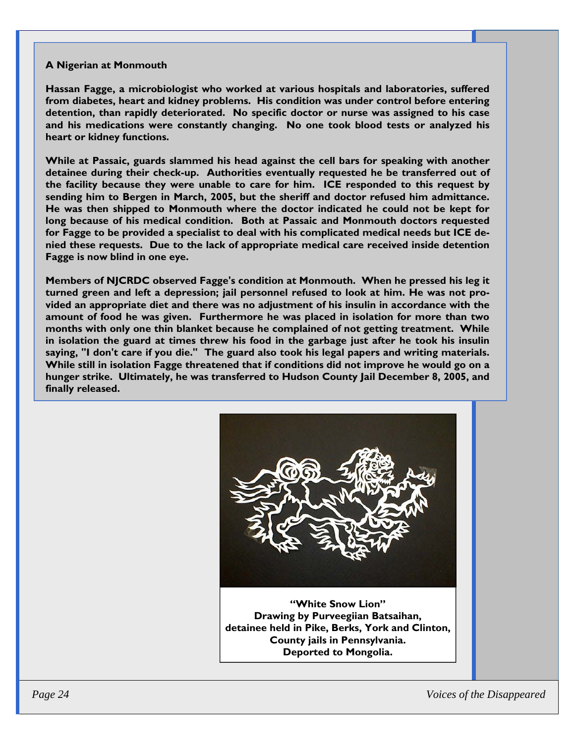### A Nigerian at Monmouth

**Hassan Fagge, a microbiologist who worked at various hospitals and laboratories, suffered from diabetes, heart and kidney problems. His condition was under control before entering detention, than rapidly deteriorated. No specific doctor or nurse was assigned to his case and his medications were constantly changing. No one took blood tests or analyzed his heart or kidney functions.**

**While at Passaic, guards slammed his head against the cell bars for speaking with another detainee during their check-up. Authorities eventually requested he be transferred out of the facility because they were unable to care for him. ICE responded to this request by sending him to Bergen in March, 2005, but the sheriff and doctor refused him admittance. He was then shipped to Monmouth where the doctor indicated he could not be kept for long because of his medical condition. Both at Passaic and Monmouth doctors requested for Fagge to be provided a specialist to deal with his complicated medical needs but ICE denied these requests. Due to the lack of appropriate medical care received inside detention Fagge is now blind in one eye.**

**Members of NJCRDC observed Fagge's condition at Monmouth. When he pressed his leg it turned green and left a depression; jail personnel refused to look at him. He was not provided an appropriate diet and there was no adjustment of his insulin in accordance with the amount of food he was given. Furthermore he was placed in isolation for more than two months with only one thin blanket because he complained of not getting treatment. While in isolation the guard at times threw his food in the garbage just after he took his insulin saying, "I don't care if you die." The guard also took his legal papers and writing materials. While still in isolation Fagge threatened that if conditions did not improve he would go on a hunger strike. Ultimately, he was transferred to Hudson County Jail December 8, 2005, and finally released.**

**"White Snow Lion"**
**Drawing by Purveegiian Batsaihan,**
**detainee held in Pike, Berks, York and Clinton, County jails in Pennsylvania.**
**Deported to Mongolia.**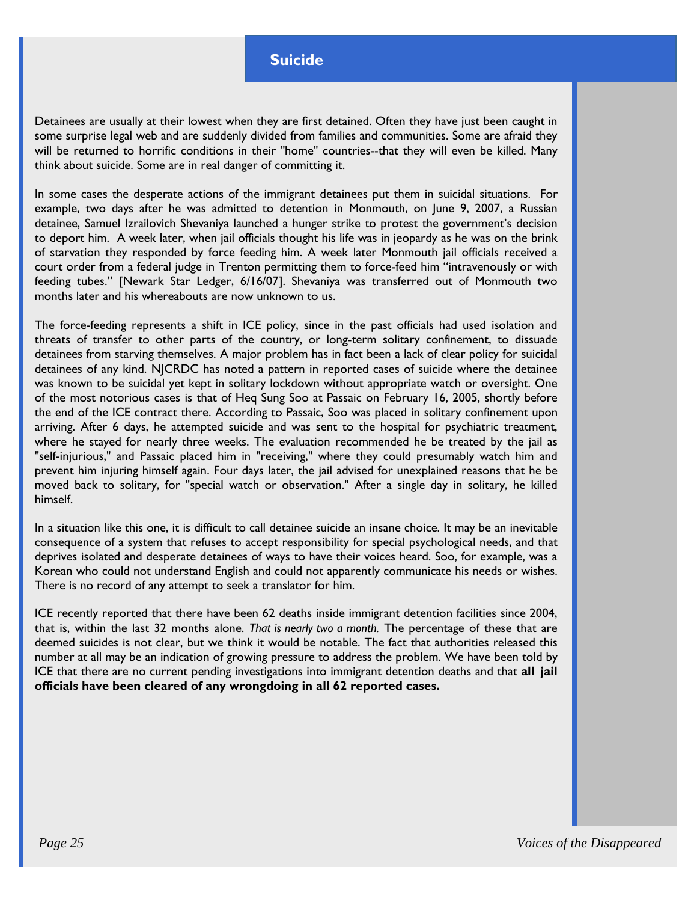## Suicide

Detainees are usually at their lowest when they are first detained. Often they have just been caught in some surprise legal web and are suddenly divided from families and communities. Some are afraid they will be returned to horrific conditions in their "home" countries--that they will even be killed. Many think about suicide. Some are in real danger of committing it.

In some cases the desperate actions of the immigrant detainees put them in suicidal situations. For example, two days after he was admitted to detention in Monmouth, on June 9, 2007, a Russian detainee, Samuel Izrailovich Shevaniya launched a hunger strike to protest the government's decision to deport him. A week later, when jail officials thought his life was in jeopardy as he was on the brink of starvation they responded by force feeding him. A week later Monmouth jail officials received a court order from a federal judge in Trenton permitting them to force-feed him "intravenously or with feeding tubes." [Newark Star Ledger, 6/16/07]. Shevaniya was transferred out of Monmouth two months later and his whereabouts are now unknown to us.

The force-feeding represents a shift in ICE policy, since in the past officials had used isolation and threats of transfer to other parts of the country, or long-term solitary confinement, to dissuade detainees from starving themselves. A major problem has in fact been a lack of clear policy for suicidal detainees of any kind. NJCRDC has noted a pattern in reported cases of suicide where the detainee was known to be suicidal yet kept in solitary lockdown without appropriate watch or oversight. One of the most notorious cases is that of Heq Sung Soo at Passaic on February 16, 2005, shortly before the end of the ICE contract there. According to Passaic, Soo was placed in solitary confinement upon arriving. After 6 days, he attempted suicide and was sent to the hospital for psychiatric treatment, where he stayed for nearly three weeks. The evaluation recommended he be treated by the jail as "self-injurious," and Passaic placed him in "receiving," where they could presumably watch him and prevent him injuring himself again. Four days later, the jail advised for unexplained reasons that he be moved back to solitary, for "special watch or observation." After a single day in solitary, he killed himself.

In a situation like this one, it is difficult to call detainee suicide an insane choice. It may be an inevitable consequence of a system that refuses to accept responsibility for special psychological needs, and that deprives isolated and desperate detainees of ways to have their voices heard. Soo, for example, was a Korean who could not understand English and could not apparently communicate his needs or wishes. There is no record of any attempt to seek a translator for him.

ICE recently reported that there have been 62 deaths inside immigrant detention facilities since 2004, that is, within the last 32 months alone. *That is nearly two a month.* The percentage of these that are deemed suicides is not clear, but we think it would be notable. The fact that authorities released this number at all may be an indication of growing pressure to address the problem. We have been told by ICE that there are no current pending investigations into immigrant detention deaths and that **all jail officials have been cleared of any wrongdoing in all 62 reported cases.**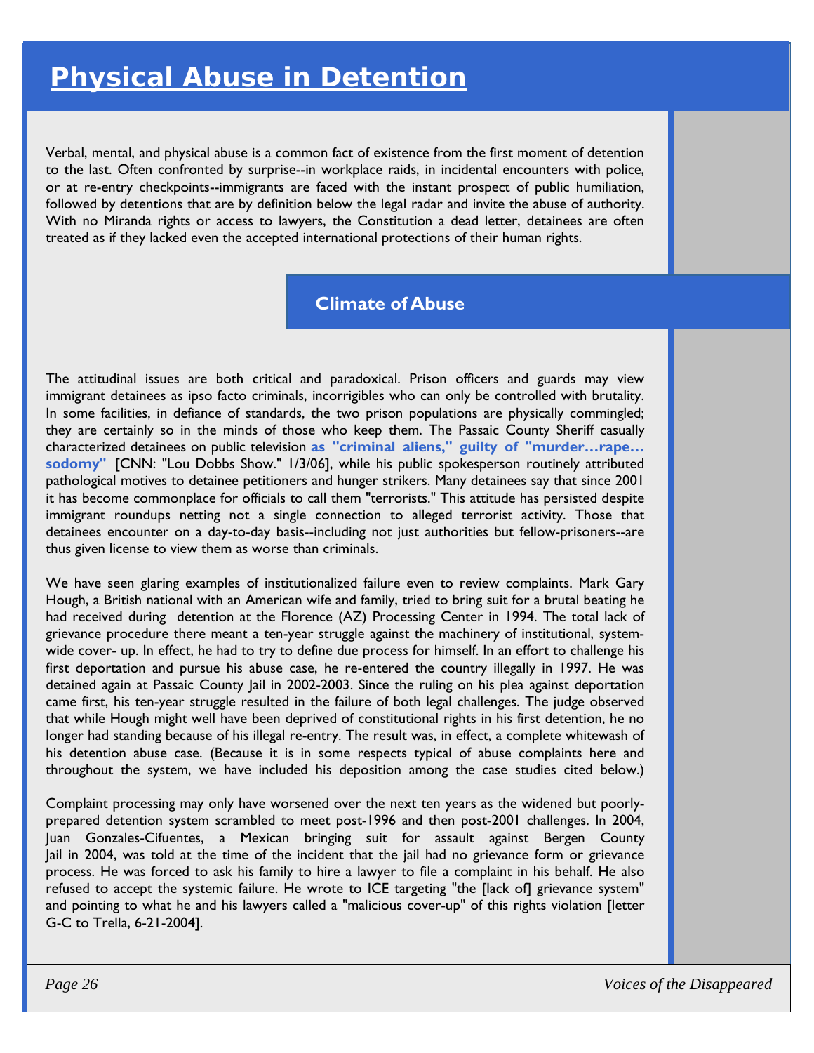# Physical Abuse in Detention

Verbal, mental, and physical abuse is a common fact of existence from the first moment of detention to the last. Often confronted by surprise--in workplace raids, in incidental encounters with police, or at re-entry checkpoints--immigrants are faced with the instant prospect of public humiliation, followed by detentions that are by definition below the legal radar and invite the abuse of authority. With no Miranda rights or access to lawyers, the Constitution a dead letter, detainees are often treated as if they lacked even the accepted international protections of their human rights.

## Climate of Abuse

The attitudinal issues are both critical and paradoxical. Prison officers and guards may view immigrant detainees as ipso facto criminals, incorrigibles who can only be controlled with brutality. In some facilities, in defiance of standards, the two prison populations are physically commingled; they are certainly so in the minds of those who keep them. The Passaic County Sheriff casually characterized detainees on public television **as "criminal aliens," guilty of "murder…rape…sodomy"** [CNN: "Lou Dobbs Show." 1/3/06], while his public spokesperson routinely attributed pathological motives to detainee petitioners and hunger strikers. Many detainees say that since 2001 it has become commonplace for officials to call them "terrorists." This attitude has persisted despite immigrant roundups netting not a single connection to alleged terrorist activity. Those that detainees encounter on a day-to-day basis--including not just authorities but fellow-prisoners--are thus given license to view them as worse than criminals.

We have seen glaring examples of institutionalized failure even to review complaints. Mark Gary Hough, a British national with an American wife and family, tried to bring suit for a brutal beating he had received during detention at the Florence (AZ) Processing Center in 1994. The total lack of grievance procedure there meant a ten-year struggle against the machinery of institutional, system-wide cover- up. In effect, he had to try to define due process for himself. In an effort to challenge his first deportation and pursue his abuse case, he re-entered the country illegally in 1997. He was detained again at Passaic County Jail in 2002-2003. Since the ruling on his plea against deportation came first, his ten-year struggle resulted in the failure of both legal challenges. The judge observed that while Hough might well have been deprived of constitutional rights in his first detention, he no longer had standing because of his illegal re-entry. The result was, in effect, a complete whitewash of his detention abuse case. (Because it is in some respects typical of abuse complaints here and throughout the system, we have included his deposition among the case studies cited below.)

Complaint processing may only have worsened over the next ten years as the widened but poorly-prepared detention system scrambled to meet post-1996 and then post-2001 challenges. In 2004, Juan Gonzales-Cifuentes, a Mexican bringing suit for assault against Bergen County Jail in 2004, was told at the time of the incident that the jail had no grievance form or grievance process. He was forced to ask his family to hire a lawyer to file a complaint in his behalf. He also refused to accept the systemic failure. He wrote to ICE targeting "the [lack of] grievance system" and pointing to what he and his lawyers called a "malicious cover-up" of this rights violation [letter G-C to Trella, 6-21-2004].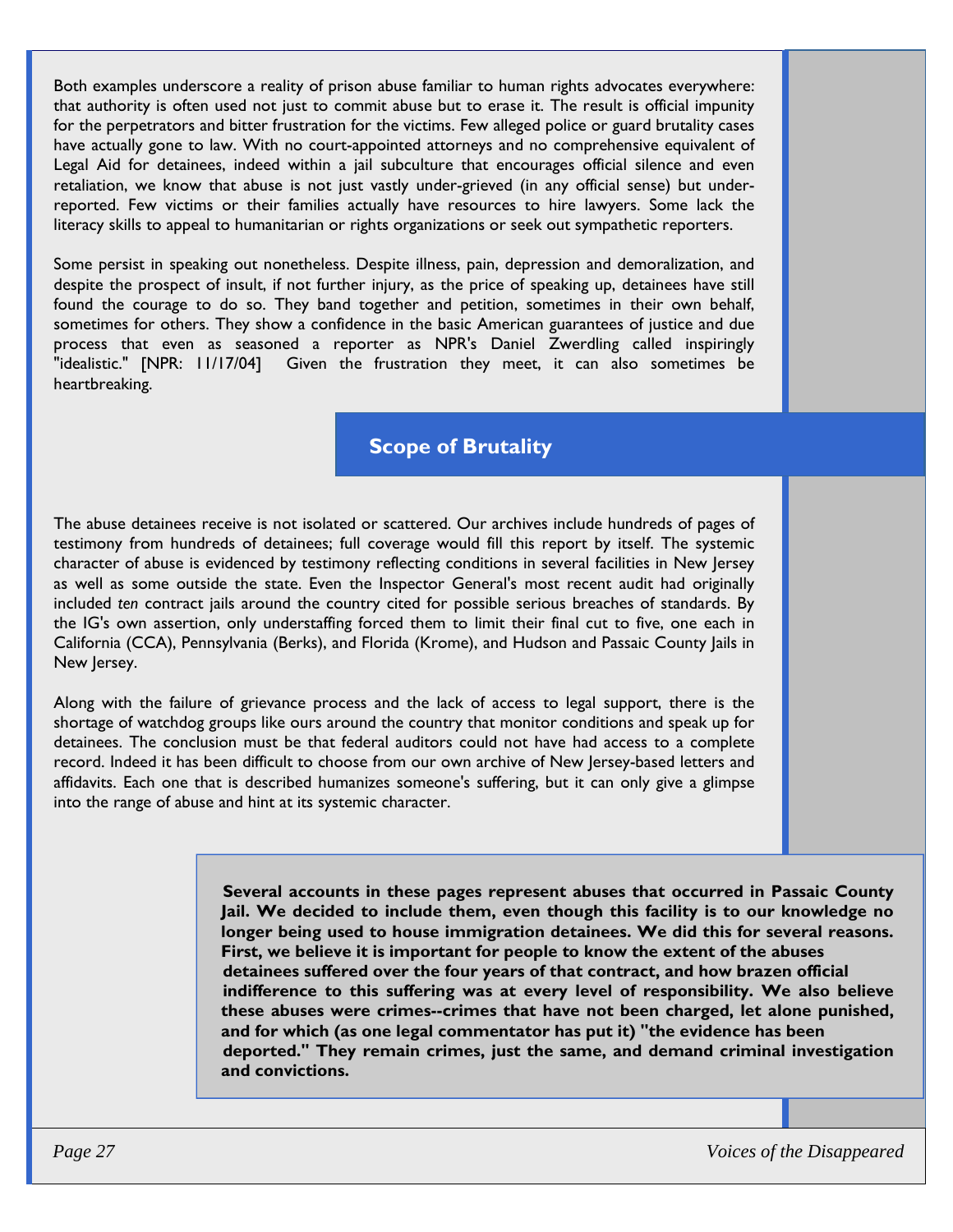Both examples underscore a reality of prison abuse familiar to human rights advocates everywhere: that authority is often used not just to commit abuse but to erase it. The result is official impunity for the perpetrators and bitter frustration for the victims. Few alleged police or guard brutality cases have actually gone to law. With no court-appointed attorneys and no comprehensive equivalent of Legal Aid for detainees, indeed within a jail subculture that encourages official silence and even retaliation, we know that abuse is not just vastly under-grieved (in any official sense) but under-reported. Few victims or their families actually have resources to hire lawyers. Some lack the literacy skills to appeal to humanitarian or rights organizations or seek out sympathetic reporters.

Some persist in speaking out nonetheless. Despite illness, pain, depression and demoralization, and despite the prospect of insult, if not further injury, as the price of speaking up, detainees have still found the courage to do so. They band together and petition, sometimes in their own behalf, sometimes for others. They show a confidence in the basic American guarantees of justice and due process that even as seasoned a reporter as NPR's Daniel Zwerdling called inspiringly "idealistic." [NPR: 11/17/04] Given the frustration they meet, it can also sometimes be heartbreaking.

## Scope of Brutality

The abuse detainees receive is not isolated or scattered. Our archives include hundreds of pages of testimony from hundreds of detainees; full coverage would fill this report by itself. The systemic character of abuse is evidenced by testimony reflecting conditions in several facilities in New Jersey as well as some outside the state. Even the Inspector General's most recent audit had originally included *ten* contract jails around the country cited for possible serious breaches of standards. By the IG's own assertion, only understaffing forced them to limit their final cut to five, one each in California (CCA), Pennsylvania (Berks), and Florida (Krome), and Hudson and Passaic County Jails in New Jersey.

Along with the failure of grievance process and the lack of access to legal support, there is the shortage of watchdog groups like ours around the country that monitor conditions and speak up for detainees. The conclusion must be that federal auditors could not have had access to a complete record. Indeed it has been difficult to choose from our own archive of New Jersey-based letters and affidavits. Each one that is described humanizes someone's suffering, but it can only give a glimpse into the range of abuse and hint at its systemic character.

**Several accounts in these pages represent abuses that occurred in Passaic County Jail. We decided to include them, even though this facility is to our knowledge no longer being used to house immigration detainees. We did this for several reasons. First, we believe it is important for people to know the extent of the abuses detainees suffered over the four years of that contract, and how brazen official indifference to this suffering was at every level of responsibility. We also believe these abuses were crimes--crimes that have not been charged, let alone punished, and for which (as one legal commentator has put it) "the evidence has been deported." They remain crimes, just the same, and demand criminal investigation and convictions.**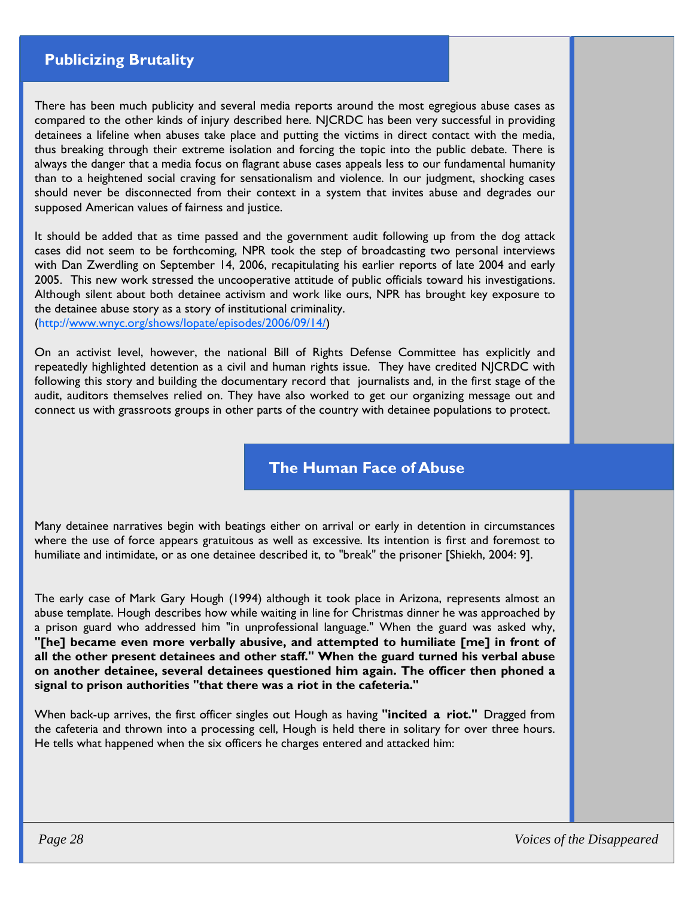## Publicizing Brutality

There has been much publicity and several media reports around the most egregious abuse cases as compared to the other kinds of injury described here. NJCRDC has been very successful in providing detainees a lifeline when abuses take place and putting the victims in direct contact with the media, thus breaking through their extreme isolation and forcing the topic into the public debate. There is always the danger that a media focus on flagrant abuse cases appeals less to our fundamental humanity than to a heightened social craving for sensationalism and violence. In our judgment, shocking cases should never be disconnected from their context in a system that invites abuse and degrades our supposed American values of fairness and justice.

It should be added that as time passed and the government audit following up from the dog attack cases did not seem to be forthcoming, NPR took the step of broadcasting two personal interviews with Dan Zwerdling on September 14, 2006, recapitulating his earlier reports of late 2004 and early 2005. This new work stressed the uncooperative attitude of public officials toward his investigations. Although silent about both detainee activism and work like ours, NPR has brought key exposure to the detainee abuse story as a story of institutional criminality. (http://www.wnyc.org/shows/lopate/episodes/2006/09/14/)

On an activist level, however, the national Bill of Rights Defense Committee has explicitly and repeatedly highlighted detention as a civil and human rights issue. They have credited NJCRDC with following this story and building the documentary record that journalists and, in the first stage of the audit, auditors themselves relied on. They have also worked to get our organizing message out and connect us with grassroots groups in other parts of the country with detainee populations to protect.

## The Human Face of Abuse

Many detainee narratives begin with beatings either on arrival or early in detention in circumstances where the use of force appears gratuitous as well as excessive. Its intention is first and foremost to humiliate and intimidate, or as one detainee described it, to "break" the prisoner [Shiekh, 2004: 9].

The early case of Mark Gary Hough (1994) although it took place in Arizona, represents almost an abuse template. Hough describes how while waiting in line for Christmas dinner he was approached by a prison guard who addressed him "in unprofessional language." When the guard was asked why, **"[he] became even more verbally abusive, and attempted to humiliate [me] in front of all the other present detainees and other staff." When the guard turned his verbal abuse on another detainee, several detainees questioned him again. The officer then phoned a signal to prison authorities "that there was a riot in the cafeteria."**

When back-up arrives, the first officer singles out Hough as having **"incited a riot."** Dragged from the cafeteria and thrown into a processing cell, Hough is held there in solitary for over three hours. He tells what happened when the six officers he charges entered and attacked him: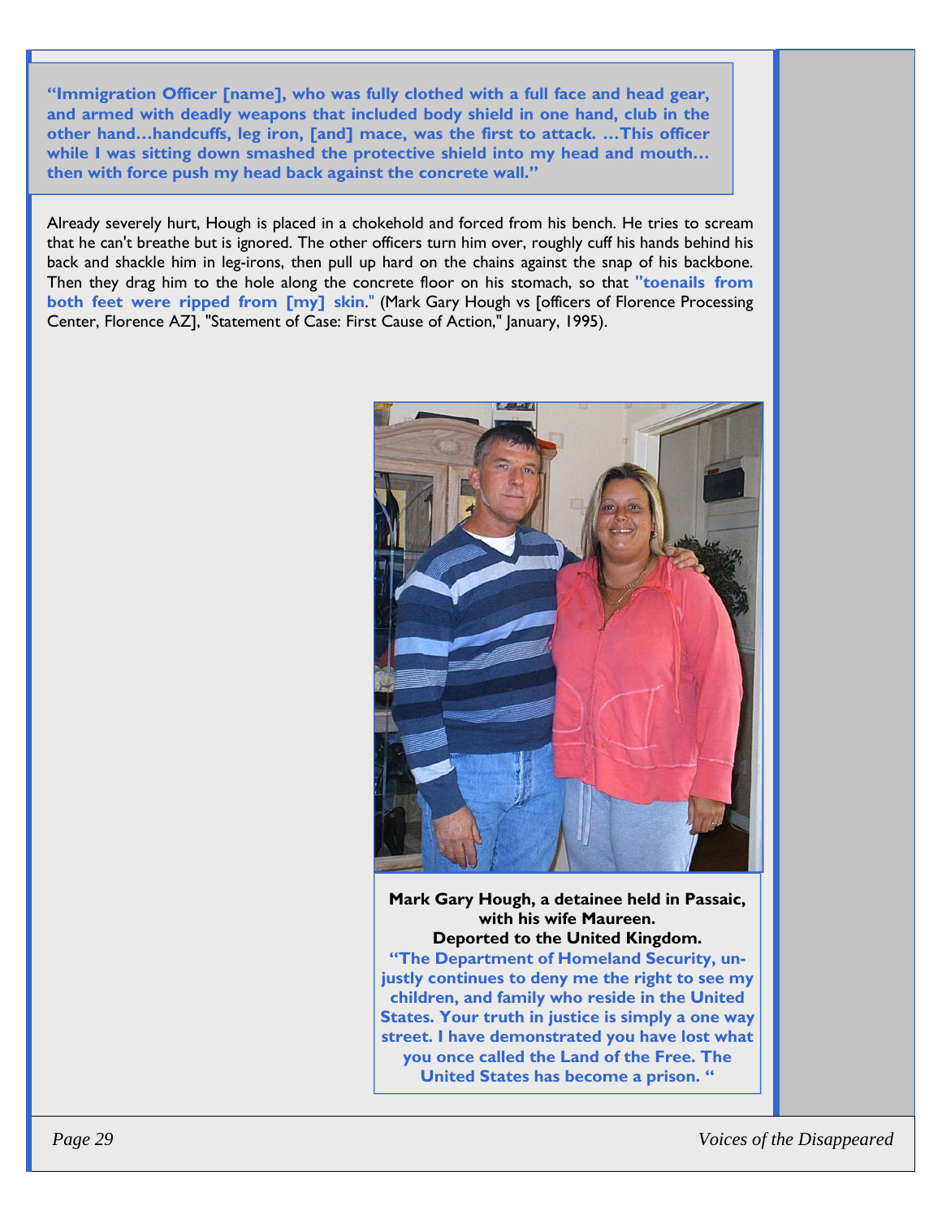**"Immigration Officer [name], who was fully clothed with a full face and head gear, and armed with deadly weapons that included body shield in one hand, club in the other hand…handcuffs, leg iron, [and] mace, was the first to attack. …This officer while I was sitting down smashed the protective shield into my head and mouth… then with force push my head back against the concrete wall."**

Already severely hurt, Hough is placed in a chokehold and forced from his bench. He tries to scream that he can't breathe but is ignored. The other officers turn him over, roughly cuff his hands behind his back and shackle him in leg-irons, then pull up hard on the chains against the snap of his backbone. Then they drag him to the hole along the concrete floor on his stomach, so that **"toenails from both feet were ripped from [my] skin."** (Mark Gary Hough vs [officers of Florence Processing Center, Florence AZ], "Statement of Case: First Cause of Action," January, 1995).

**Mark Gary Hough, a detainee held in Passaic, with his wife Maureen.**
**Deported to the United Kingdom.**

**"The Department of Homeland Security, unjustly continues to deny me the right to see my children, and family who reside in the United States. Your truth in justice is simply a one way street. I have demonstrated you have lost what you once called the Land of the Free. The United States has become a prison. "**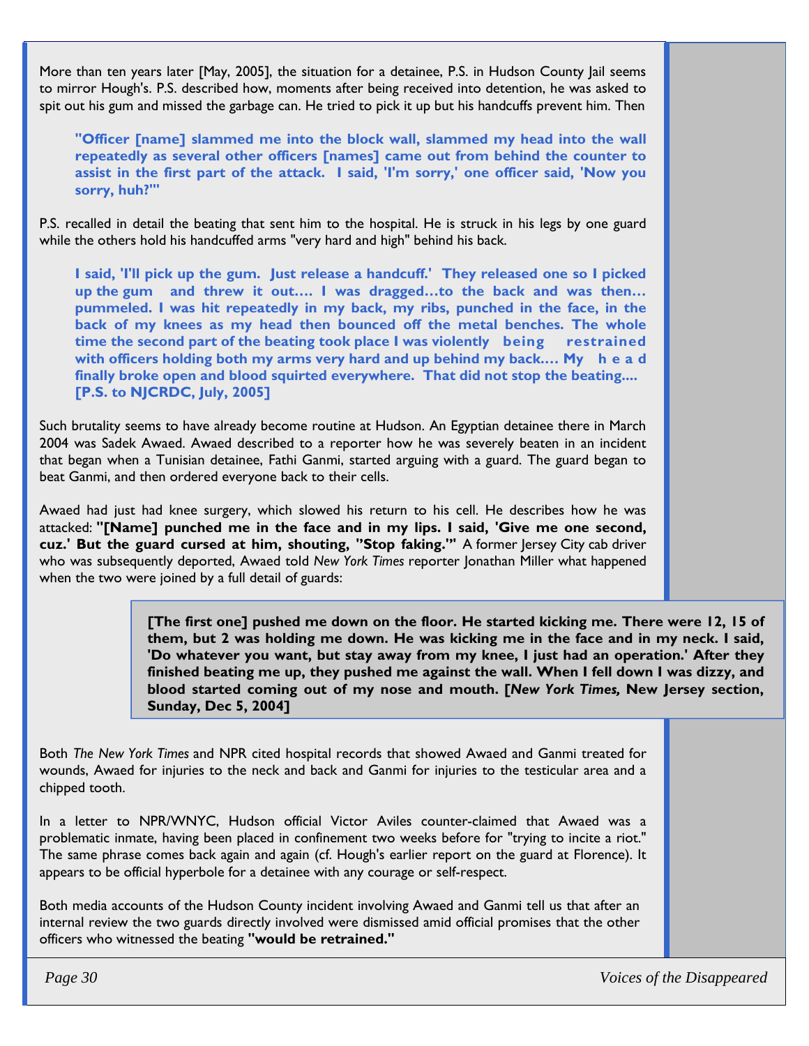More than ten years later [May, 2005], the situation for a detainee, P.S. in Hudson County Jail seems to mirror Hough's. P.S. described how, moments after being received into detention, he was asked to spit out his gum and missed the garbage can. He tried to pick it up but his handcuffs prevent him. Then

> **"Officer [name] slammed me into the block wall, slammed my head into the wall repeatedly as several other officers [names] came out from behind the counter to assist in the first part of the attack. I said, 'I'm sorry,' one officer said, 'Now you sorry, huh?'"**

P.S. recalled in detail the beating that sent him to the hospital. He is struck in his legs by one guard while the others hold his handcuffed arms "very hard and high" behind his back.

> **I said, 'I'll pick up the gum. Just release a handcuff.' They released one so I picked up the gum and threw it out…. I was dragged…to the back and was then… pummeled. I was hit repeatedly in my back, my ribs, punched in the face, in the back of my knees as my head then bounced off the metal benches. The whole time the second part of the beating took place I was violently being restrained with officers holding both my arms very hard and up behind my back…. My head finally broke open and blood squirted everywhere. That did not stop the beating.... [P.S. to NJCRDC, July, 2005]**

Such brutality seems to have already become routine at Hudson. An Egyptian detainee there in March 2004 was Sadek Awaed. Awaed described to a reporter how he was severely beaten in an incident that began when a Tunisian detainee, Fathi Ganmi, started arguing with a guard. The guard began to beat Ganmi, and then ordered everyone back to their cells.

Awaed had just had knee surgery, which slowed his return to his cell. He describes how he was attacked: **"[Name] punched me in the face and in my lips. I said, 'Give me one second, cuz.' But the guard cursed at him, shouting, "Stop faking.'"** A former Jersey City cab driver who was subsequently deported, Awaed told *New York Times* reporter Jonathan Miller what happened when the two were joined by a full detail of guards:

> **[The first one] pushed me down on the floor. He started kicking me. There were 12, 15 of them, but 2 was holding me down. He was kicking me in the face and in my neck. I said, 'Do whatever you want, but stay away from my knee, I just had an operation.' After they finished beating me up, they pushed me against the wall. When I fell down I was dizzy, and blood started coming out of my nose and mouth. [*New York Times,* New Jersey section, Sunday, Dec 5, 2004]**

Both *The New York Times* and NPR cited hospital records that showed Awaed and Ganmi treated for wounds, Awaed for injuries to the neck and back and Ganmi for injuries to the testicular area and a chipped tooth.

In a letter to NPR/WNYC, Hudson official Victor Aviles counter-claimed that Awaed was a problematic inmate, having been placed in confinement two weeks before for "trying to incite a riot." The same phrase comes back again and again (cf. Hough's earlier report on the guard at Florence). It appears to be official hyperbole for a detainee with any courage or self-respect.

Both media accounts of the Hudson County incident involving Awaed and Ganmi tell us that after an internal review the two guards directly involved were dismissed amid official promises that the other officers who witnessed the beating **"would be retrained."**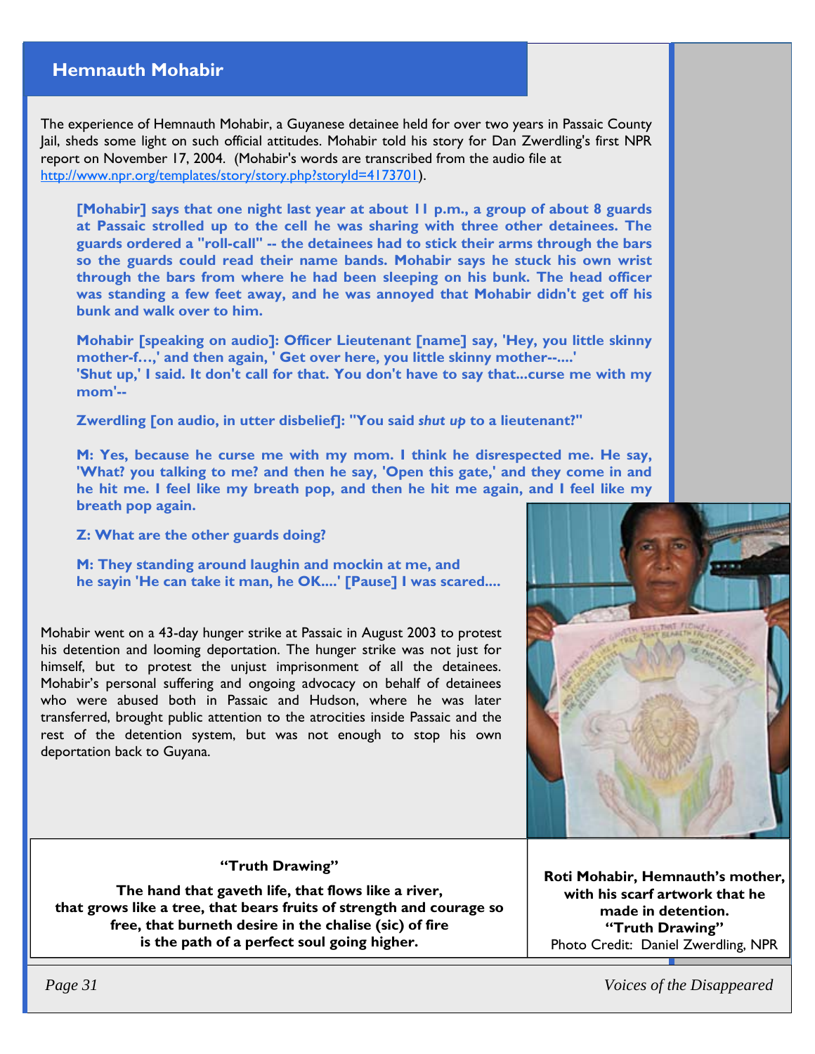## Hemnauth Mohabir

The experience of Hemnauth Mohabir, a Guyanese detainee held for over two years in Passaic County Jail, sheds some light on such official attitudes. Mohabir told his story for Dan Zwerdling's first NPR report on November 17, 2004. (Mohabir's words are transcribed from the audio file at http://www.npr.org/templates/story/story.php?storyId=4173701).

> **[Mohabir] says that one night last year at about 11 p.m., a group of about 8 guards at Passaic strolled up to the cell he was sharing with three other detainees. The guards ordered a "roll-call" -- the detainees had to stick their arms through the bars so the guards could read their name bands. Mohabir says he stuck his own wrist through the bars from where he had been sleeping on his bunk. The head officer was standing a few feet away, and he was annoyed that Mohabir didn't get off his bunk and walk over to him.**
>
> **Mohabir [speaking on audio]: Officer Lieutenant [name] say, 'Hey, you little skinny mother-f…,' and then again, ' Get over here, you little skinny mother--....'**
> **'Shut up,' I said. It don't call for that. You don't have to say that...curse me with my mom'--**
>
> **Zwerdling [on audio, in utter disbelief]: "You said *shut up* to a lieutenant?"**
>
> **M: Yes, because he curse me with my mom. I think he disrespected me. He say, 'What? you talking to me? and then he say, 'Open this gate,' and they come in and he hit me. I feel like my breath pop, and then he hit me again, and I feel like my breath pop again.**
>
> **Z: What are the other guards doing?**
>
> **M: They standing around laughin and mockin at me, and he sayin 'He can take it man, he OK....' [Pause] I was scared....**

Mohabir went on a 43-day hunger strike at Passaic in August 2003 to protest his detention and looming deportation. The hunger strike was not just for himself, but to protest the unjust imprisonment of all the detainees. Mohabir's personal suffering and ongoing advocacy on behalf of detainees who were abused both in Passaic and Hudson, where he was later transferred, brought public attention to the atrocities inside Passaic and the rest of the detention system, but was not enough to stop his own deportation back to Guyana.

**"Truth Drawing"**

**The hand that gaveth life, that flows like a river,**
**that grows like a tree, that bears fruits of strength and courage so free, that burneth desire in the chalise (sic) of fire**
**is the path of a perfect soul going higher.**

**Roti Mohabir, Hemnauth's mother, with his scarf artwork that he made in detention. "Truth Drawing"**
Photo Credit: Daniel Zwerdling, NPR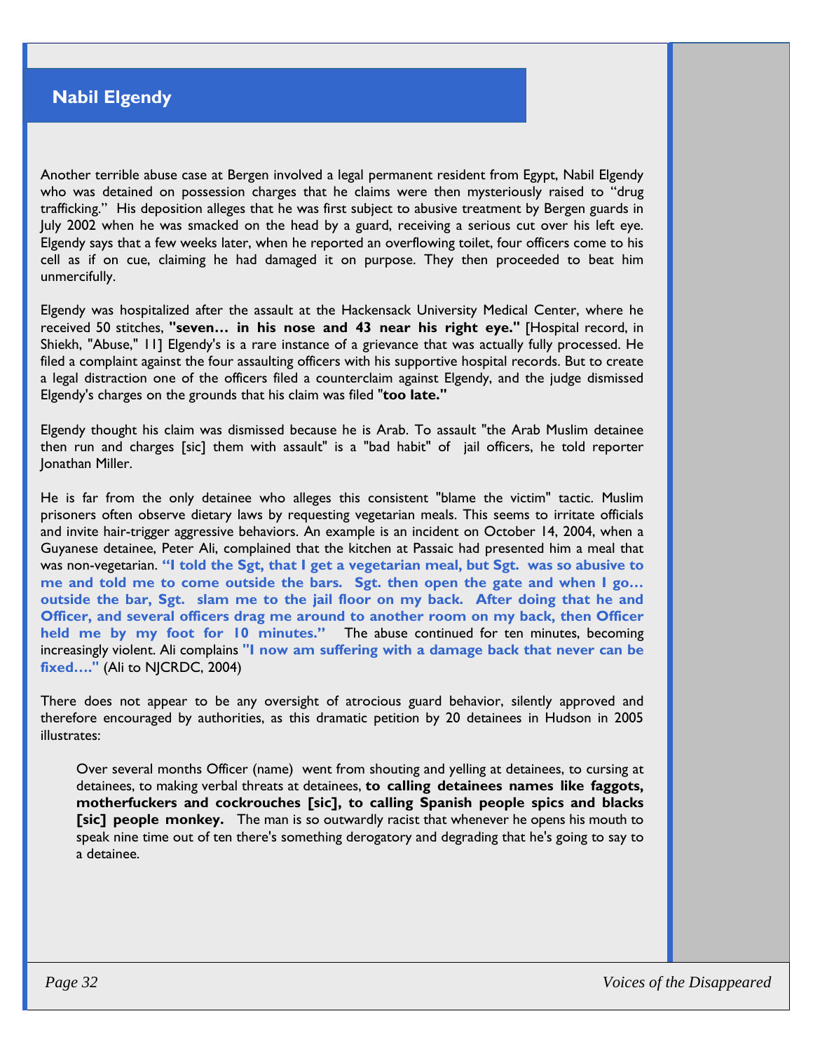## Nabil Elgendy

Another terrible abuse case at Bergen involved a legal permanent resident from Egypt, Nabil Elgendy who was detained on possession charges that he claims were then mysteriously raised to "drug trafficking." His deposition alleges that he was first subject to abusive treatment by Bergen guards in July 2002 when he was smacked on the head by a guard, receiving a serious cut over his left eye. Elgendy says that a few weeks later, when he reported an overflowing toilet, four officers come to his cell as if on cue, claiming he had damaged it on purpose. They then proceeded to beat him unmercifully.

Elgendy was hospitalized after the assault at the Hackensack University Medical Center, where he received 50 stitches, **"seven… in his nose and 43 near his right eye."** [Hospital record, in Shiekh, "Abuse," 11] Elgendy's is a rare instance of a grievance that was actually fully processed. He filed a complaint against the four assaulting officers with his supportive hospital records. But to create a legal distraction one of the officers filed a counterclaim against Elgendy, and the judge dismissed Elgendy's charges on the grounds that his claim was filed "**too late."**

Elgendy thought his claim was dismissed because he is Arab. To assault "the Arab Muslim detainee then run and charges [sic] them with assault" is a "bad habit" of jail officers, he told reporter Jonathan Miller.

He is far from the only detainee who alleges this consistent "blame the victim" tactic. Muslim prisoners often observe dietary laws by requesting vegetarian meals. This seems to irritate officials and invite hair-trigger aggressive behaviors. An example is an incident on October 14, 2004, when a Guyanese detainee, Peter Ali, complained that the kitchen at Passaic had presented him a meal that was non-vegetarian. **"I told the Sgt, that I get a vegetarian meal, but Sgt. was so abusive to me and told me to come outside the bars. Sgt. then open the gate and when I go… outside the bar, Sgt. slam me to the jail floor on my back. After doing that he and Officer, and several officers drag me around to another room on my back, then Officer held me by my foot for 10 minutes."** The abuse continued for ten minutes, becoming increasingly violent. Ali complains **"I now am suffering with a damage back that never can be fixed…."** (Ali to NJCRDC, 2004)

There does not appear to be any oversight of atrocious guard behavior, silently approved and therefore encouraged by authorities, as this dramatic petition by 20 detainees in Hudson in 2005 illustrates:

> Over several months Officer (name) went from shouting and yelling at detainees, to cursing at detainees, to making verbal threats at detainees, **to calling detainees names like faggots, motherfuckers and cockrouches [sic], to calling Spanish people spics and blacks [sic] people monkey.** The man is so outwardly racist that whenever he opens his mouth to speak nine time out of ten there's something derogatory and degrading that he's going to say to a detainee.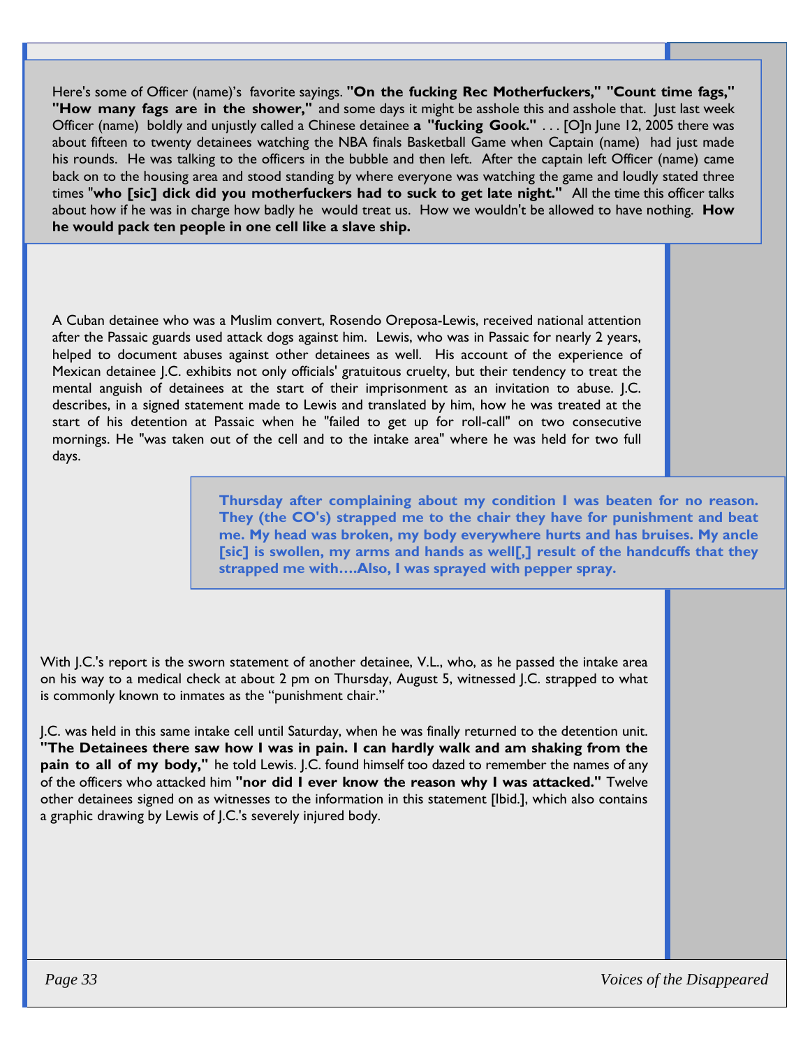Here's some of Officer (name)'s favorite sayings. **"On the fucking Rec Motherfuckers," "Count time fags," "How many fags are in the shower,"** and some days it might be asshole this and asshole that. Just last week Officer (name) boldly and unjustly called a Chinese detainee **a "fucking Gook."** . . . [O]n June 12, 2005 there was about fifteen to twenty detainees watching the NBA finals Basketball Game when Captain (name) had just made his rounds. He was talking to the officers in the bubble and then left. After the captain left Officer (name) came back on to the housing area and stood standing by where everyone was watching the game and loudly stated three times "**who [sic] dick did you motherfuckers had to suck to get late night."** All the time this officer talks about how if he was in charge how badly he would treat us. How we wouldn't be allowed to have nothing. **How he would pack ten people in one cell like a slave ship.**

A Cuban detainee who was a Muslim convert, Rosendo Oreposa-Lewis, received national attention after the Passaic guards used attack dogs against him. Lewis, who was in Passaic for nearly 2 years, helped to document abuses against other detainees as well. His account of the experience of Mexican detainee J.C. exhibits not only officials' gratuitous cruelty, but their tendency to treat the mental anguish of detainees at the start of their imprisonment as an invitation to abuse. J.C. describes, in a signed statement made to Lewis and translated by him, how he was treated at the start of his detention at Passaic when he "failed to get up for roll-call" on two consecutive mornings. He "was taken out of the cell and to the intake area" where he was held for two full days.

> **Thursday after complaining about my condition I was beaten for no reason. They (the CO's) strapped me to the chair they have for punishment and beat me. My head was broken, my body everywhere hurts and has bruises. My ancle [sic] is swollen, my arms and hands as well[,] result of the handcuffs that they strapped me with….Also, I was sprayed with pepper spray.**

With J.C.'s report is the sworn statement of another detainee, V.L., who, as he passed the intake area on his way to a medical check at about 2 pm on Thursday, August 5, witnessed J.C. strapped to what is commonly known to inmates as the "punishment chair."

J.C. was held in this same intake cell until Saturday, when he was finally returned to the detention unit. **"The Detainees there saw how I was in pain. I can hardly walk and am shaking from the pain to all of my body,"** he told Lewis. J.C. found himself too dazed to remember the names of any of the officers who attacked him **"nor did I ever know the reason why I was attacked."** Twelve other detainees signed on as witnesses to the information in this statement [Ibid.], which also contains a graphic drawing by Lewis of J.C.'s severely injured body.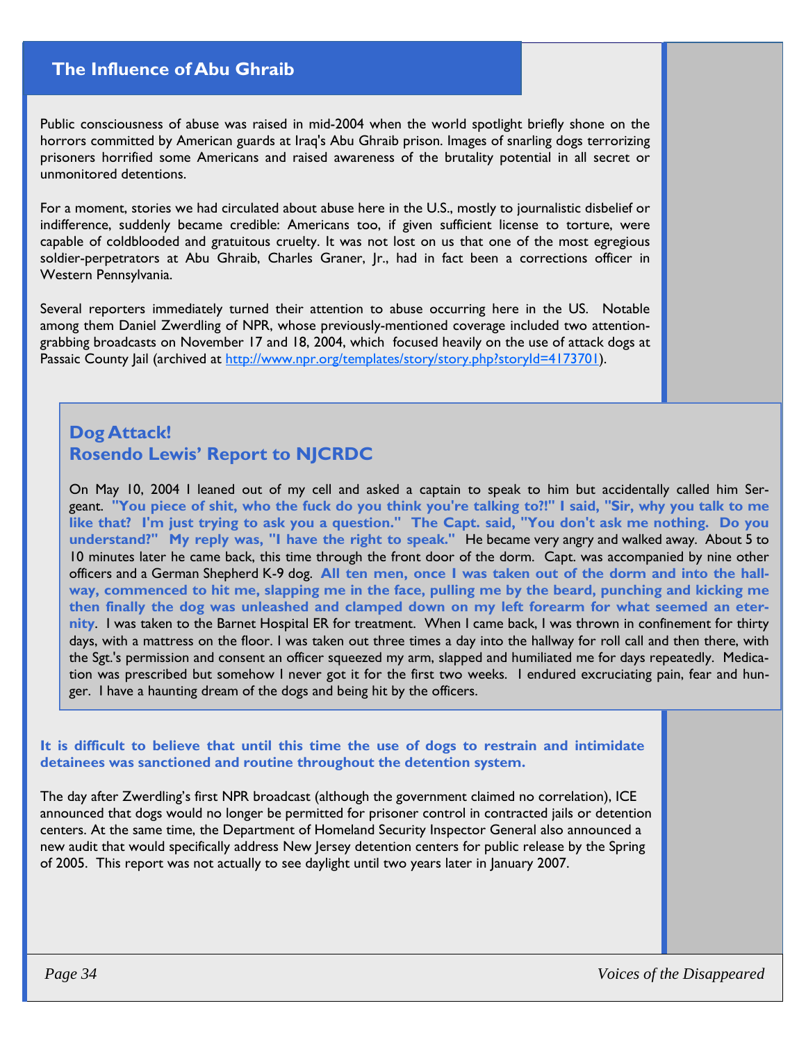## The Influence of Abu Ghraib

Public consciousness of abuse was raised in mid-2004 when the world spotlight briefly shone on the horrors committed by American guards at Iraq's Abu Ghraib prison. Images of snarling dogs terrorizing prisoners horrified some Americans and raised awareness of the brutality potential in all secret or unmonitored detentions.

For a moment, stories we had circulated about abuse here in the U.S., mostly to journalistic disbelief or indifference, suddenly became credible: Americans too, if given sufficient license to torture, were capable of coldblooded and gratuitous cruelty. It was not lost on us that one of the most egregious soldier-perpetrators at Abu Ghraib, Charles Graner, Jr., had in fact been a corrections officer in Western Pennsylvania.

Several reporters immediately turned their attention to abuse occurring here in the US. Notable among them Daniel Zwerdling of NPR, whose previously-mentioned coverage included two attention-grabbing broadcasts on November 17 and 18, 2004, which focused heavily on the use of attack dogs at Passaic County Jail (archived at http://www.npr.org/templates/story/story.php?storyId=4173701).

### Dog Attack!
### Rosendo Lewis' Report to NJCRDC

On May 10, 2004 I leaned out of my cell and asked a captain to speak to him but accidentally called him Sergeant. **"You piece of shit, who the fuck do you think you're talking to?!" I said, "Sir, why you talk to me like that? I'm just trying to ask you a question." The Capt. said, "You don't ask me nothing. Do you understand?" My reply was, "I have the right to speak."** He became very angry and walked away. About 5 to 10 minutes later he came back, this time through the front door of the dorm. Capt. was accompanied by nine other officers and a German Shepherd K-9 dog. **All ten men, once I was taken out of the dorm and into the hallway, commenced to hit me, slapping me in the face, pulling me by the beard, punching and kicking me then finally the dog was unleashed and clamped down on my left forearm for what seemed an eternity**. I was taken to the Barnet Hospital ER for treatment. When I came back, I was thrown in confinement for thirty days, with a mattress on the floor. I was taken out three times a day into the hallway for roll call and then there, with the Sgt.'s permission and consent an officer squeezed my arm, slapped and humiliated me for days repeatedly. Medication was prescribed but somehow I never got it for the first two weeks. I endured excruciating pain, fear and hunger. I have a haunting dream of the dogs and being hit by the officers.

**It is difficult to believe that until this time the use of dogs to restrain and intimidate detainees was sanctioned and routine throughout the detention system.**

The day after Zwerdling's first NPR broadcast (although the government claimed no correlation), ICE announced that dogs would no longer be permitted for prisoner control in contracted jails or detention centers. At the same time, the Department of Homeland Security Inspector General also announced a new audit that would specifically address New Jersey detention centers for public release by the Spring of 2005. This report was not actually to see daylight until two years later in January 2007.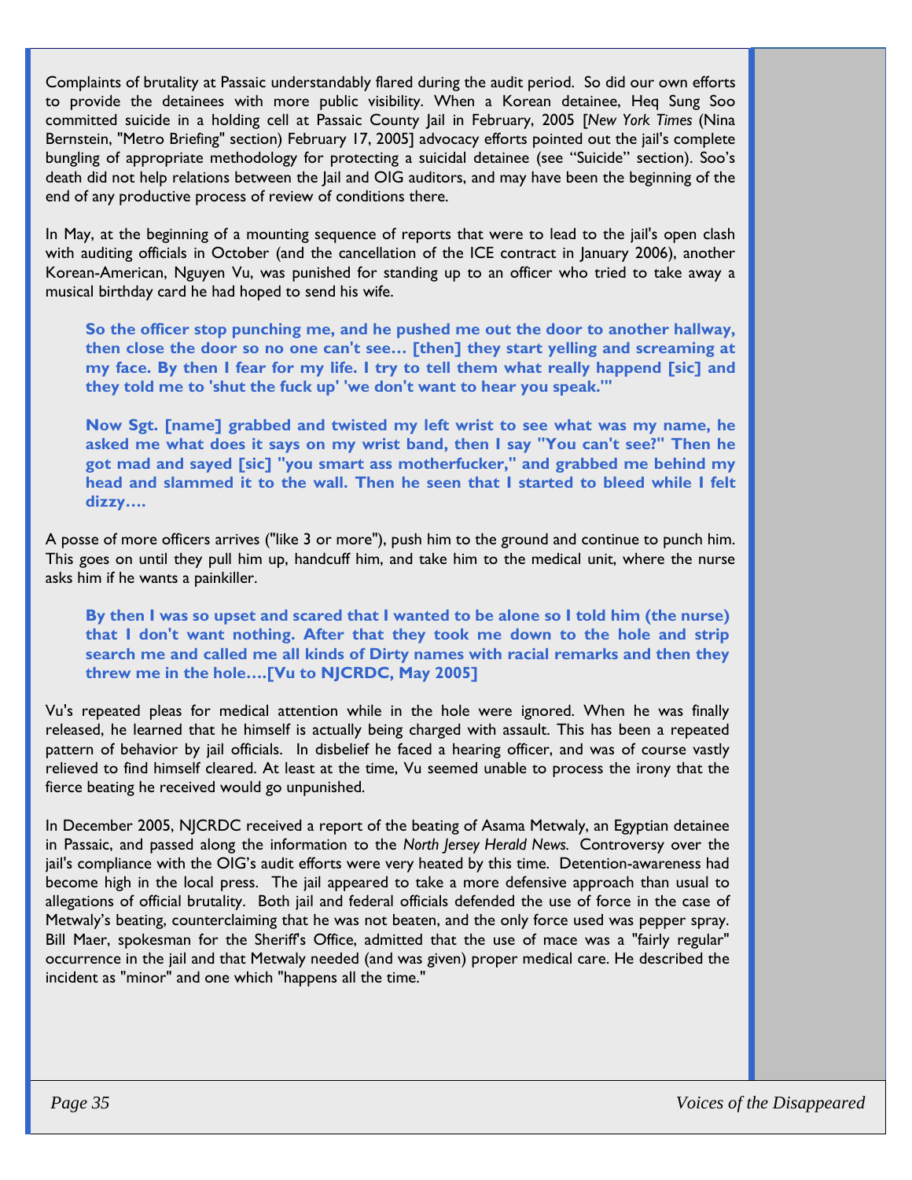Complaints of brutality at Passaic understandably flared during the audit period. So did our own efforts to provide the detainees with more public visibility. When a Korean detainee, Heq Sung Soo committed suicide in a holding cell at Passaic County Jail in February, 2005 [*New York Times* (Nina Bernstein, "Metro Briefing" section) February 17, 2005] advocacy efforts pointed out the jail's complete bungling of appropriate methodology for protecting a suicidal detainee (see "Suicide" section). Soo's death did not help relations between the Jail and OIG auditors, and may have been the beginning of the end of any productive process of review of conditions there.

In May, at the beginning of a mounting sequence of reports that were to lead to the jail's open clash with auditing officials in October (and the cancellation of the ICE contract in January 2006), another Korean-American, Nguyen Vu, was punished for standing up to an officer who tried to take away a musical birthday card he had hoped to send his wife.

> **So the officer stop punching me, and he pushed me out the door to another hallway, then close the door so no one can't see… [then] they start yelling and screaming at my face. By then I fear for my life. I try to tell them what really happend [sic] and they told me to 'shut the fuck up' 'we don't want to hear you speak.'"**
>
> **Now Sgt. [name] grabbed and twisted my left wrist to see what was my name, he asked me what does it says on my wrist band, then I say "You can't see?" Then he got mad and sayed [sic] "you smart ass motherfucker," and grabbed me behind my head and slammed it to the wall. Then he seen that I started to bleed while I felt dizzy….**

A posse of more officers arrives ("like 3 or more"), push him to the ground and continue to punch him. This goes on until they pull him up, handcuff him, and take him to the medical unit, where the nurse asks him if he wants a painkiller.

> **By then I was so upset and scared that I wanted to be alone so I told him (the nurse) that I don't want nothing. After that they took me down to the hole and strip search me and called me all kinds of Dirty names with racial remarks and then they threw me in the hole….[Vu to NJCRDC, May 2005]**

Vu's repeated pleas for medical attention while in the hole were ignored. When he was finally released, he learned that he himself is actually being charged with assault. This has been a repeated pattern of behavior by jail officials. In disbelief he faced a hearing officer, and was of course vastly relieved to find himself cleared. At least at the time, Vu seemed unable to process the irony that the fierce beating he received would go unpunished.

In December 2005, NJCRDC received a report of the beating of Asama Metwaly, an Egyptian detainee in Passaic, and passed along the information to the *North Jersey Herald News.* Controversy over the jail's compliance with the OIG's audit efforts were very heated by this time. Detention-awareness had become high in the local press. The jail appeared to take a more defensive approach than usual to allegations of official brutality. Both jail and federal officials defended the use of force in the case of Metwaly's beating, counterclaiming that he was not beaten, and the only force used was pepper spray. Bill Maer, spokesman for the Sheriff's Office, admitted that the use of mace was a "fairly regular" occurrence in the jail and that Metwaly needed (and was given) proper medical care. He described the incident as "minor" and one which "happens all the time."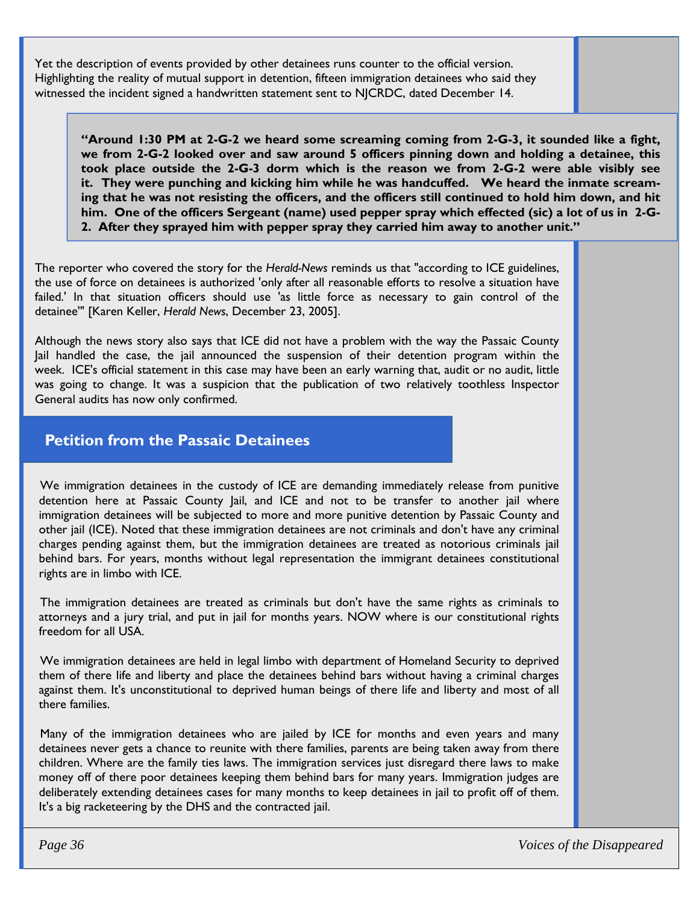Yet the description of events provided by other detainees runs counter to the official version. Highlighting the reality of mutual support in detention, fifteen immigration detainees who said they witnessed the incident signed a handwritten statement sent to NJCRDC, dated December 14.

> **"Around 1:30 PM at 2-G-2 we heard some screaming coming from 2-G-3, it sounded like a fight, we from 2-G-2 looked over and saw around 5 officers pinning down and holding a detainee, this took place outside the 2-G-3 dorm which is the reason we from 2-G-2 were able visibly see it. They were punching and kicking him while he was handcuffed. We heard the inmate screaming that he was not resisting the officers, and the officers still continued to hold him down, and hit him. One of the officers Sergeant (name) used pepper spray which effected (sic) a lot of us in 2-G-2. After they sprayed him with pepper spray they carried him away to another unit."**

The reporter who covered the story for the *Herald-News* reminds us that "according to ICE guidelines, the use of force on detainees is authorized 'only after all reasonable efforts to resolve a situation have failed.' In that situation officers should use 'as little force as necessary to gain control of the detainee'" [Karen Keller, *Herald News*, December 23, 2005].

Although the news story also says that ICE did not have a problem with the way the Passaic County Jail handled the case, the jail announced the suspension of their detention program within the week. ICE's official statement in this case may have been an early warning that, audit or no audit, little was going to change. It was a suspicion that the publication of two relatively toothless Inspector General audits has now only confirmed.

## Petition from the Passaic Detainees

We immigration detainees in the custody of ICE are demanding immediately release from punitive detention here at Passaic County Jail, and ICE and not to be transfer to another jail where immigration detainees will be subjected to more and more punitive detention by Passaic County and other jail (ICE). Noted that these immigration detainees are not criminals and don't have any criminal charges pending against them, but the immigration detainees are treated as notorious criminals jail behind bars. For years, months without legal representation the immigrant detainees constitutional rights are in limbo with ICE.

The immigration detainees are treated as criminals but don't have the same rights as criminals to attorneys and a jury trial, and put in jail for months years. NOW where is our constitutional rights freedom for all USA.

We immigration detainees are held in legal limbo with department of Homeland Security to deprived them of there life and liberty and place the detainees behind bars without having a criminal charges against them. It's unconstitutional to deprived human beings of there life and liberty and most of all there families.

Many of the immigration detainees who are jailed by ICE for months and even years and many detainees never gets a chance to reunite with there families, parents are being taken away from there children. Where are the family ties laws. The immigration services just disregard there laws to make money off of there poor detainees keeping them behind bars for many years. Immigration judges are deliberately extending detainees cases for many months to keep detainees in jail to profit off of them. It's a big racketeering by the DHS and the contracted jail.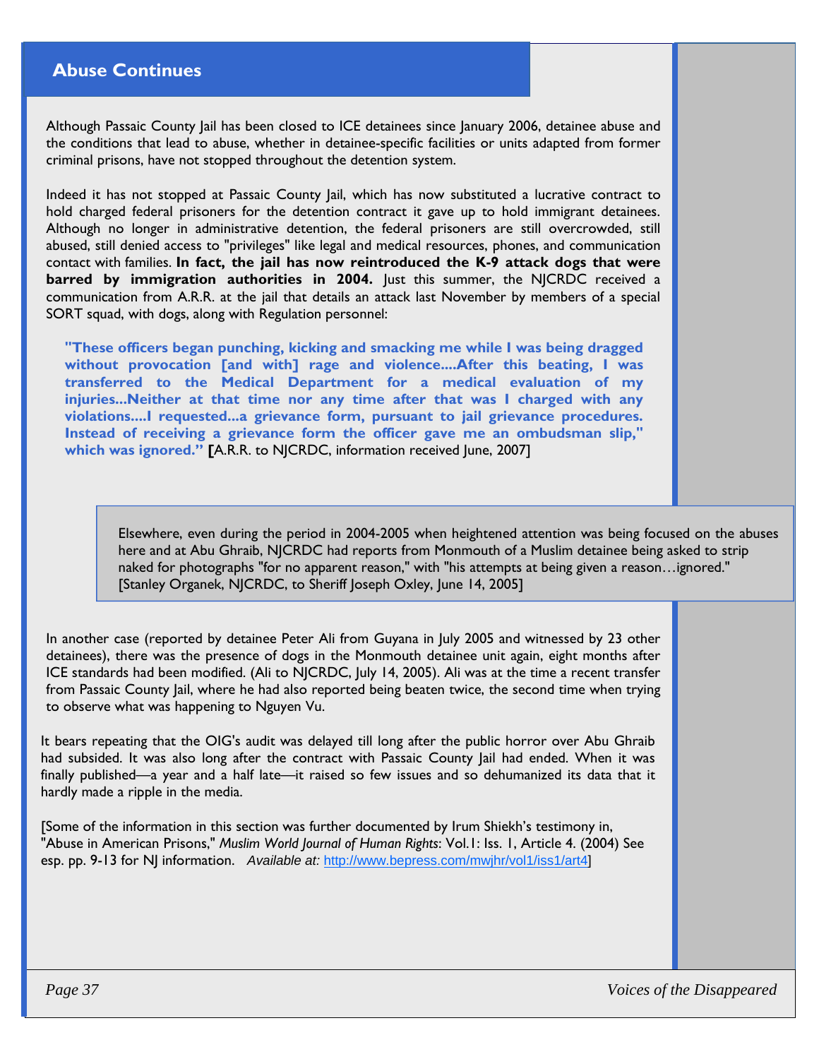## Abuse Continues

Although Passaic County Jail has been closed to ICE detainees since January 2006, detainee abuse and the conditions that lead to abuse, whether in detainee-specific facilities or units adapted from former criminal prisons, have not stopped throughout the detention system.

Indeed it has not stopped at Passaic County Jail, which has now substituted a lucrative contract to hold charged federal prisoners for the detention contract it gave up to hold immigrant detainees. Although no longer in administrative detention, the federal prisoners are still overcrowded, still abused, still denied access to "privileges" like legal and medical resources, phones, and communication contact with families. **In fact, the jail has now reintroduced the K-9 attack dogs that were barred by immigration authorities in 2004.** Just this summer, the NJCRDC received a communication from A.R.R. at the jail that details an attack last November by members of a special SORT squad, with dogs, along with Regulation personnel:

> **"These officers began punching, kicking and smacking me while I was being dragged without provocation [and with] rage and violence....After this beating, I was transferred to the Medical Department for a medical evaluation of my injuries...Neither at that time nor any time after that was I charged with any violations....I requested...a grievance form, pursuant to jail grievance procedures. Instead of receiving a grievance form the officer gave me an ombudsman slip," which was ignored." [**A.R.R. to NJCRDC, information received June, 2007]

> Elsewhere, even during the period in 2004-2005 when heightened attention was being focused on the abuses here and at Abu Ghraib, NJCRDC had reports from Monmouth of a Muslim detainee being asked to strip naked for photographs "for no apparent reason," with "his attempts at being given a reason…ignored." [Stanley Organek, NJCRDC, to Sheriff Joseph Oxley, June 14, 2005]

In another case (reported by detainee Peter Ali from Guyana in July 2005 and witnessed by 23 other detainees), there was the presence of dogs in the Monmouth detainee unit again, eight months after ICE standards had been modified. (Ali to NJCRDC, July 14, 2005). Ali was at the time a recent transfer from Passaic County Jail, where he had also reported being beaten twice, the second time when trying to observe what was happening to Nguyen Vu.

It bears repeating that the OIG's audit was delayed till long after the public horror over Abu Ghraib had subsided. It was also long after the contract with Passaic County Jail had ended. When it was finally published—a year and a half late—it raised so few issues and so dehumanized its data that it hardly made a ripple in the media.

[Some of the information in this section was further documented by Irum Shiekh's testimony in, "Abuse in American Prisons," *Muslim World Journal of Human Rights*: Vol.1: Iss. 1, Article 4. (2004) See esp. pp. 9-13 for NJ information. *Available at:* http://www.bepress.com/mwjhr/vol1/iss1/art4]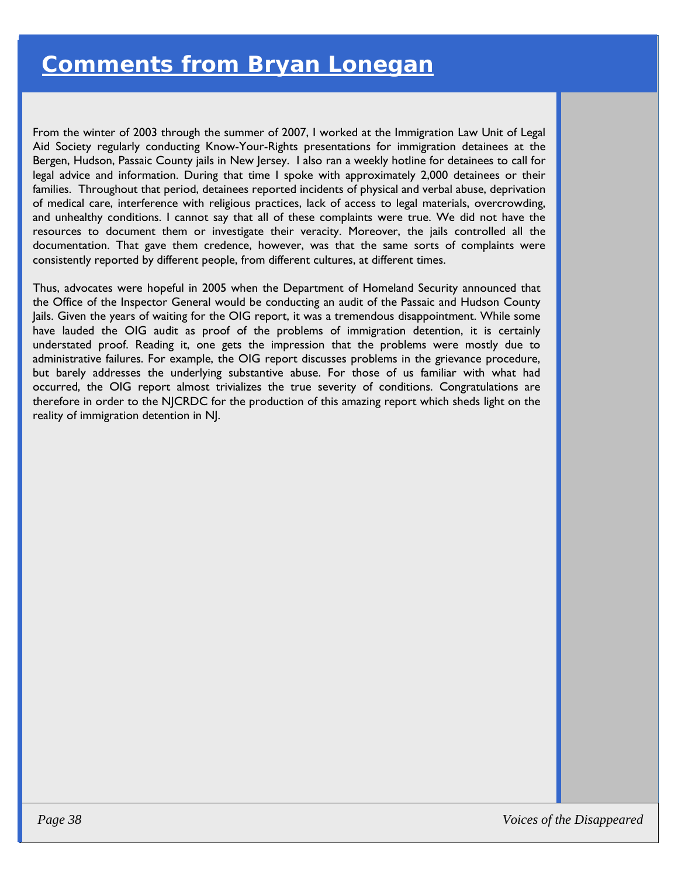# Comments from Bryan Lonegan

From the winter of 2003 through the summer of 2007, I worked at the Immigration Law Unit of Legal Aid Society regularly conducting Know-Your-Rights presentations for immigration detainees at the Bergen, Hudson, Passaic County jails in New Jersey. I also ran a weekly hotline for detainees to call for legal advice and information. During that time I spoke with approximately 2,000 detainees or their families. Throughout that period, detainees reported incidents of physical and verbal abuse, deprivation of medical care, interference with religious practices, lack of access to legal materials, overcrowding, and unhealthy conditions. I cannot say that all of these complaints were true. We did not have the resources to document them or investigate their veracity. Moreover, the jails controlled all the documentation. That gave them credence, however, was that the same sorts of complaints were consistently reported by different people, from different cultures, at different times.

Thus, advocates were hopeful in 2005 when the Department of Homeland Security announced that the Office of the Inspector General would be conducting an audit of the Passaic and Hudson County Jails. Given the years of waiting for the OIG report, it was a tremendous disappointment. While some have lauded the OIG audit as proof of the problems of immigration detention, it is certainly understated proof. Reading it, one gets the impression that the problems were mostly due to administrative failures. For example, the OIG report discusses problems in the grievance procedure, but barely addresses the underlying substantive abuse. For those of us familiar with what had occurred, the OIG report almost trivializes the true severity of conditions. Congratulations are therefore in order to the NJCRDC for the production of this amazing report which sheds light on the reality of immigration detention in NJ.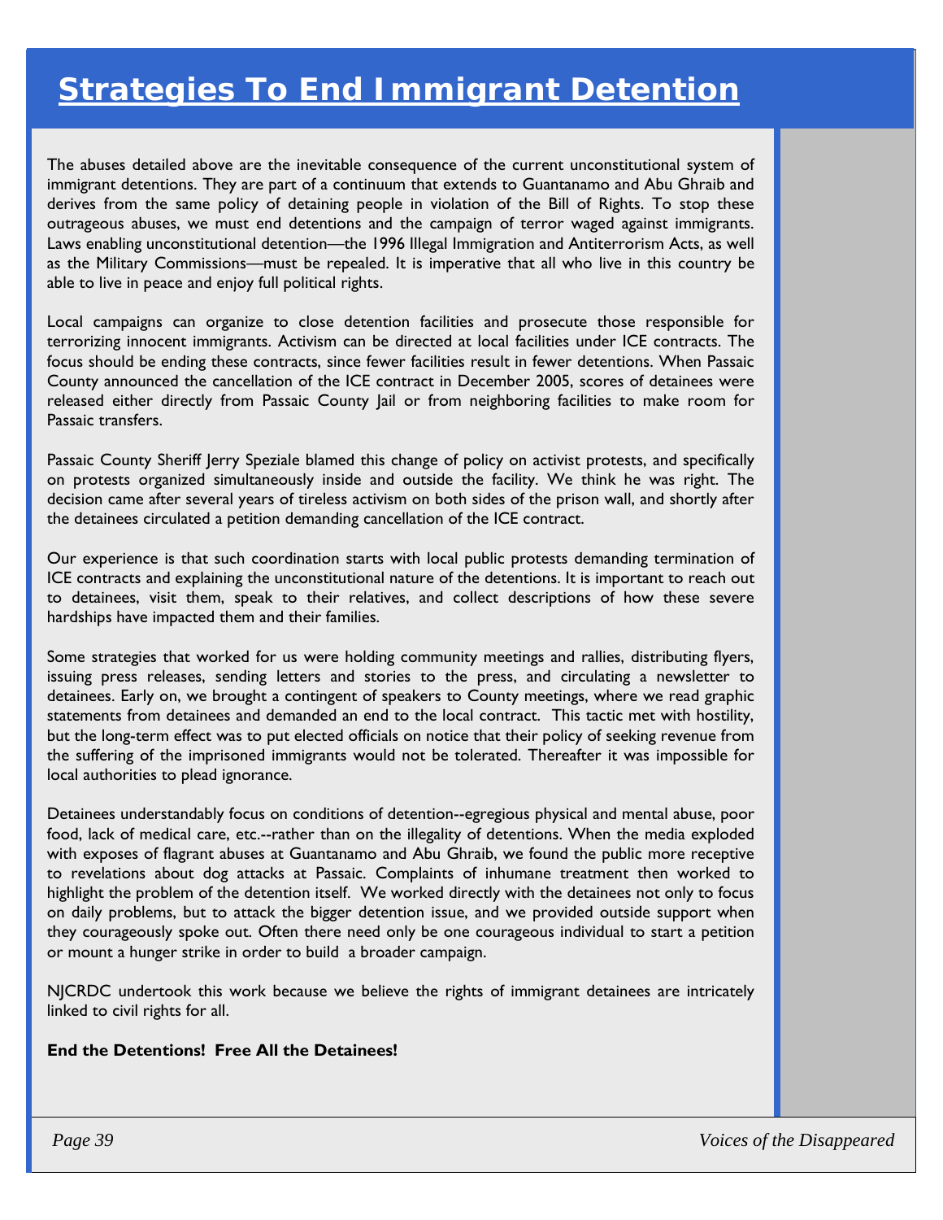# Strategies To End Immigrant Detention

The abuses detailed above are the inevitable consequence of the current unconstitutional system of immigrant detentions. They are part of a continuum that extends to Guantanamo and Abu Ghraib and derives from the same policy of detaining people in violation of the Bill of Rights. To stop these outrageous abuses, we must end detentions and the campaign of terror waged against immigrants. Laws enabling unconstitutional detention—the 1996 Illegal Immigration and Antiterrorism Acts, as well as the Military Commissions—must be repealed. It is imperative that all who live in this country be able to live in peace and enjoy full political rights.

Local campaigns can organize to close detention facilities and prosecute those responsible for terrorizing innocent immigrants. Activism can be directed at local facilities under ICE contracts. The focus should be ending these contracts, since fewer facilities result in fewer detentions. When Passaic County announced the cancellation of the ICE contract in December 2005, scores of detainees were released either directly from Passaic County Jail or from neighboring facilities to make room for Passaic transfers.

Passaic County Sheriff Jerry Speziale blamed this change of policy on activist protests, and specifically on protests organized simultaneously inside and outside the facility. We think he was right. The decision came after several years of tireless activism on both sides of the prison wall, and shortly after the detainees circulated a petition demanding cancellation of the ICE contract.

Our experience is that such coordination starts with local public protests demanding termination of ICE contracts and explaining the unconstitutional nature of the detentions. It is important to reach out to detainees, visit them, speak to their relatives, and collect descriptions of how these severe hardships have impacted them and their families.

Some strategies that worked for us were holding community meetings and rallies, distributing flyers, issuing press releases, sending letters and stories to the press, and circulating a newsletter to detainees. Early on, we brought a contingent of speakers to County meetings, where we read graphic statements from detainees and demanded an end to the local contract. This tactic met with hostility, but the long-term effect was to put elected officials on notice that their policy of seeking revenue from the suffering of the imprisoned immigrants would not be tolerated. Thereafter it was impossible for local authorities to plead ignorance.

Detainees understandably focus on conditions of detention--egregious physical and mental abuse, poor food, lack of medical care, etc.--rather than on the illegality of detentions. When the media exploded with exposes of flagrant abuses at Guantanamo and Abu Ghraib, we found the public more receptive to revelations about dog attacks at Passaic. Complaints of inhumane treatment then worked to highlight the problem of the detention itself. We worked directly with the detainees not only to focus on daily problems, but to attack the bigger detention issue, and we provided outside support when they courageously spoke out. Often there need only be one courageous individual to start a petition or mount a hunger strike in order to build a broader campaign.

NJCRDC undertook this work because we believe the rights of immigrant detainees are intricately linked to civil rights for all.

**End the Detentions! Free All the Detainees!**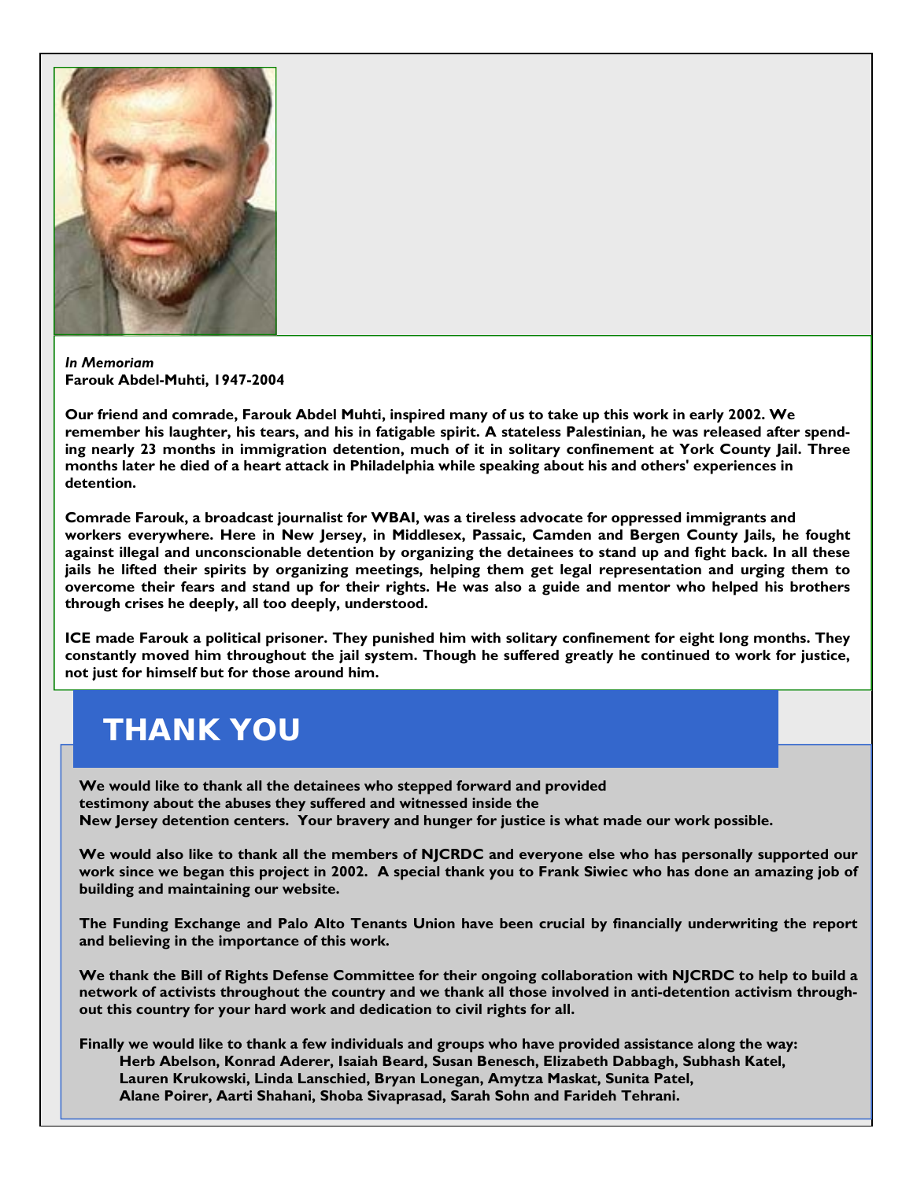*In Memoriam*
**Farouk Abdel-Muhti, 1947-2004**

**Our friend and comrade, Farouk Abdel Muhti, inspired many of us to take up this work in early 2002. We remember his laughter, his tears, and his in fatigable spirit. A stateless Palestinian, he was released after spending nearly 23 months in immigration detention, much of it in solitary confinement at York County Jail. Three months later he died of a heart attack in Philadelphia while speaking about his and others' experiences in detention.**

**Comrade Farouk, a broadcast journalist for WBAI, was a tireless advocate for oppressed immigrants and workers everywhere. Here in New Jersey, in Middlesex, Passaic, Camden and Bergen County Jails, he fought against illegal and unconscionable detention by organizing the detainees to stand up and fight back. In all these jails he lifted their spirits by organizing meetings, helping them get legal representation and urging them to overcome their fears and stand up for their rights. He was also a guide and mentor who helped his brothers through crises he deeply, all too deeply, understood.**

**ICE made Farouk a political prisoner. They punished him with solitary confinement for eight long months. They constantly moved him throughout the jail system. Though he suffered greatly he continued to work for justice, not just for himself but for those around him.**

# THANK YOU

**We would like to thank all the detainees who stepped forward and provided testimony about the abuses they suffered and witnessed inside the New Jersey detention centers. Your bravery and hunger for justice is what made our work possible.**

**We would also like to thank all the members of NJCRDC and everyone else who has personally supported our work since we began this project in 2002. A special thank you to Frank Siwiec who has done an amazing job of building and maintaining our website.**

**The Funding Exchange and Palo Alto Tenants Union have been crucial by financially underwriting the report and believing in the importance of this work.**

**We thank the Bill of Rights Defense Committee for their ongoing collaboration with NJCRDC to help to build a network of activists throughout the country and we thank all those involved in anti-detention activism throughout this country for your hard work and dedication to civil rights for all.**

**Finally we would like to thank a few individuals and groups who have provided assistance along the way: Herb Abelson, Konrad Aderer, Isaiah Beard, Susan Benesch, Elizabeth Dabbagh, Subhash Katel, Lauren Krukowski, Linda Lanschied, Bryan Lonegan, Amytza Maskat, Sunita Patel, Alane Poirer, Aarti Shahani, Shoba Sivaprasad, Sarah Sohn and Farideh Tehrani.**